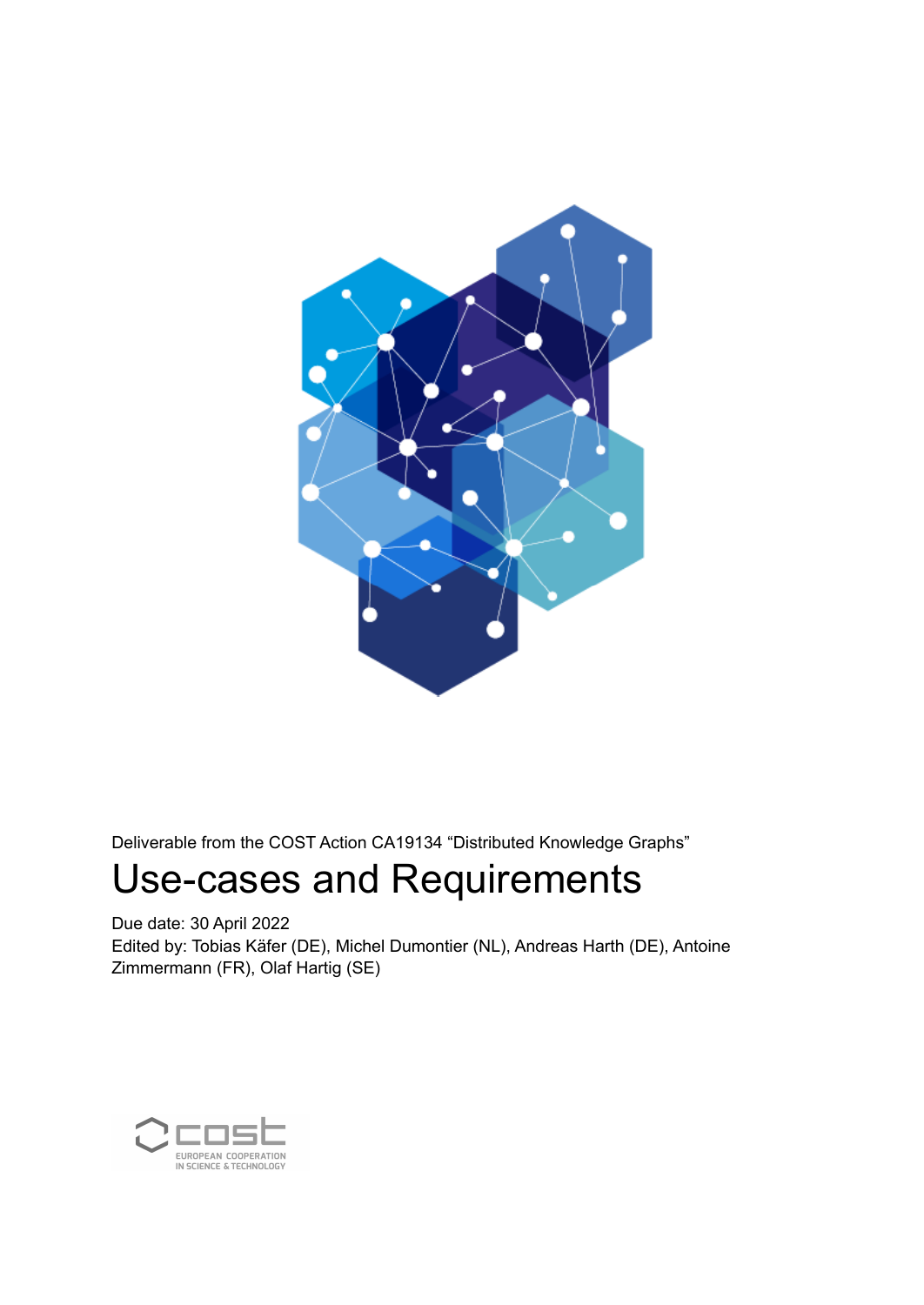Deliverable from the COST Action CA19134 “Distributed Knowledge Graphs”

# Use-cases and Requirements

Due date: 30 April 2022

Edited by: Tobias Käfer (DE), Michel Dumontier (NL), Andreas Harth (DE), Antoine Zimmermann (FR), Olaf Hartig (SE)

cost
EUROPEAN COOPERATION IN SCIENCE & TECHNOLOGY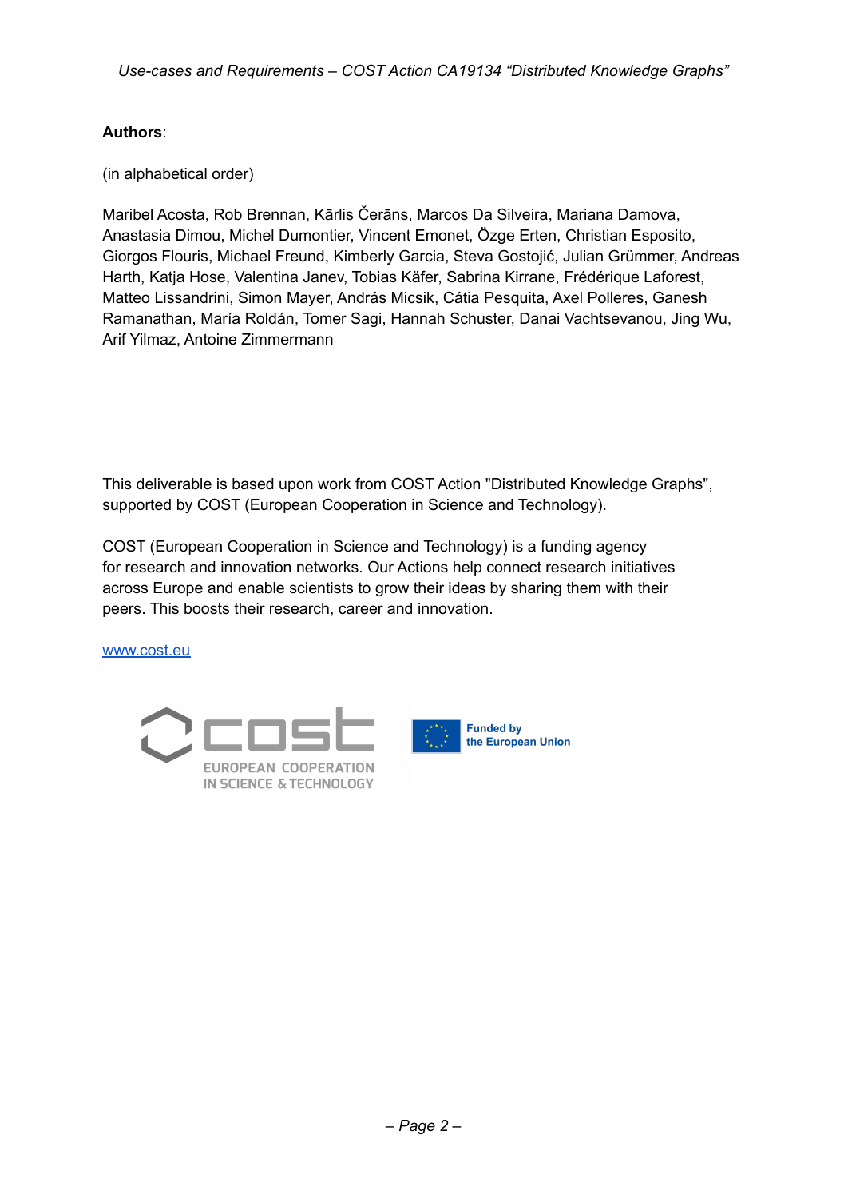**Authors**:

(in alphabetical order)

Maribel Acosta, Rob Brennan, Kārlis Čerāns, Marcos Da Silveira, Mariana Damova, Anastasia Dimou, Michel Dumontier, Vincent Emonet, Özge Erten, Christian Esposito, Giorgos Flouris, Michael Freund, Kimberly Garcia, Steva Gostojić, Julian Grümmer, Andreas Harth, Katja Hose, Valentina Janev, Tobias Käfer, Sabrina Kirrane, Frédérique Laforest, Matteo Lissandrini, Simon Mayer, András Micsik, Cátia Pesquita, Axel Polleres, Ganesh Ramanathan, María Roldán, Tomer Sagi, Hannah Schuster, Danai Vachtsevanou, Jing Wu, Arif Yilmaz, Antoine Zimmermann

This deliverable is based upon work from COST Action "Distributed Knowledge Graphs", supported by COST (European Cooperation in Science and Technology).

COST (European Cooperation in Science and Technology) is a funding agency for research and innovation networks. Our Actions help connect research initiatives across Europe and enable scientists to grow their ideas by sharing them with their peers. This boosts their research, career and innovation.

[www.cost.eu](http://www.cost.eu)

cost EUROPEAN COOPERATION IN SCIENCE & TECHNOLOGY

Funded by the European Union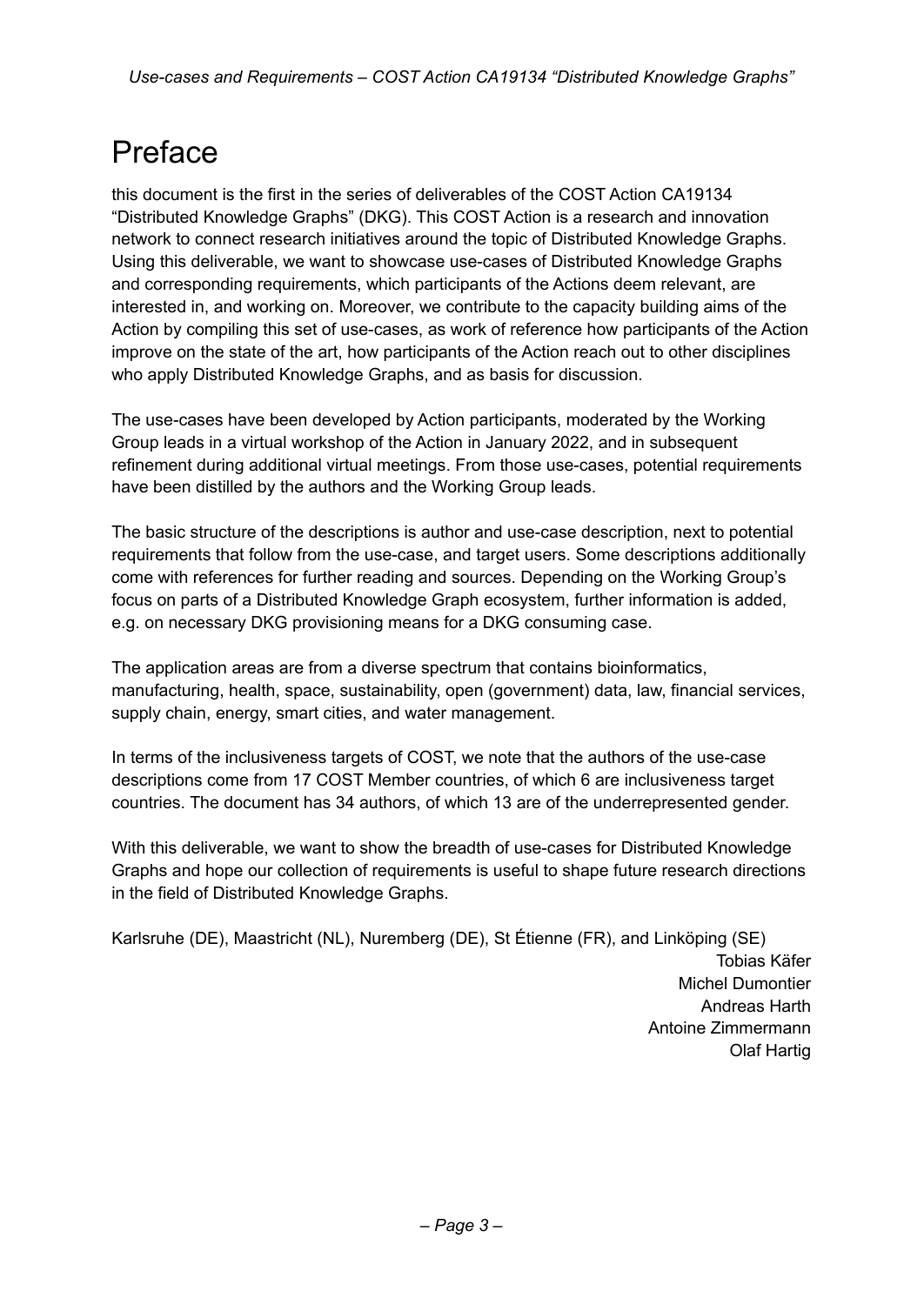# Preface

this document is the first in the series of deliverables of the COST Action CA19134 "Distributed Knowledge Graphs" (DKG). This COST Action is a research and innovation network to connect research initiatives around the topic of Distributed Knowledge Graphs. Using this deliverable, we want to showcase use-cases of Distributed Knowledge Graphs and corresponding requirements, which participants of the Actions deem relevant, are interested in, and working on. Moreover, we contribute to the capacity building aims of the Action by compiling this set of use-cases, as work of reference how participants of the Action improve on the state of the art, how participants of the Action reach out to other disciplines who apply Distributed Knowledge Graphs, and as basis for discussion.

The use-cases have been developed by Action participants, moderated by the Working Group leads in a virtual workshop of the Action in January 2022, and in subsequent refinement during additional virtual meetings. From those use-cases, potential requirements have been distilled by the authors and the Working Group leads.

The basic structure of the descriptions is author and use-case description, next to potential requirements that follow from the use-case, and target users. Some descriptions additionally come with references for further reading and sources. Depending on the Working Group's focus on parts of a Distributed Knowledge Graph ecosystem, further information is added, e.g. on necessary DKG provisioning means for a DKG consuming case.

The application areas are from a diverse spectrum that contains bioinformatics, manufacturing, health, space, sustainability, open (government) data, law, financial services, supply chain, energy, smart cities, and water management.

In terms of the inclusiveness targets of COST, we note that the authors of the use-case descriptions come from 17 COST Member countries, of which 6 are inclusiveness target countries. The document has 34 authors, of which 13 are of the underrepresented gender.

With this deliverable, we want to show the breadth of use-cases for Distributed Knowledge Graphs and hope our collection of requirements is useful to shape future research directions in the field of Distributed Knowledge Graphs.

Karlsruhe (DE), Maastricht (NL), Nuremberg (DE), St Étienne (FR), and Linköping (SE)

Tobias Käfer
Michel Dumontier
Andreas Harth
Antoine Zimmermann
Olaf Hartig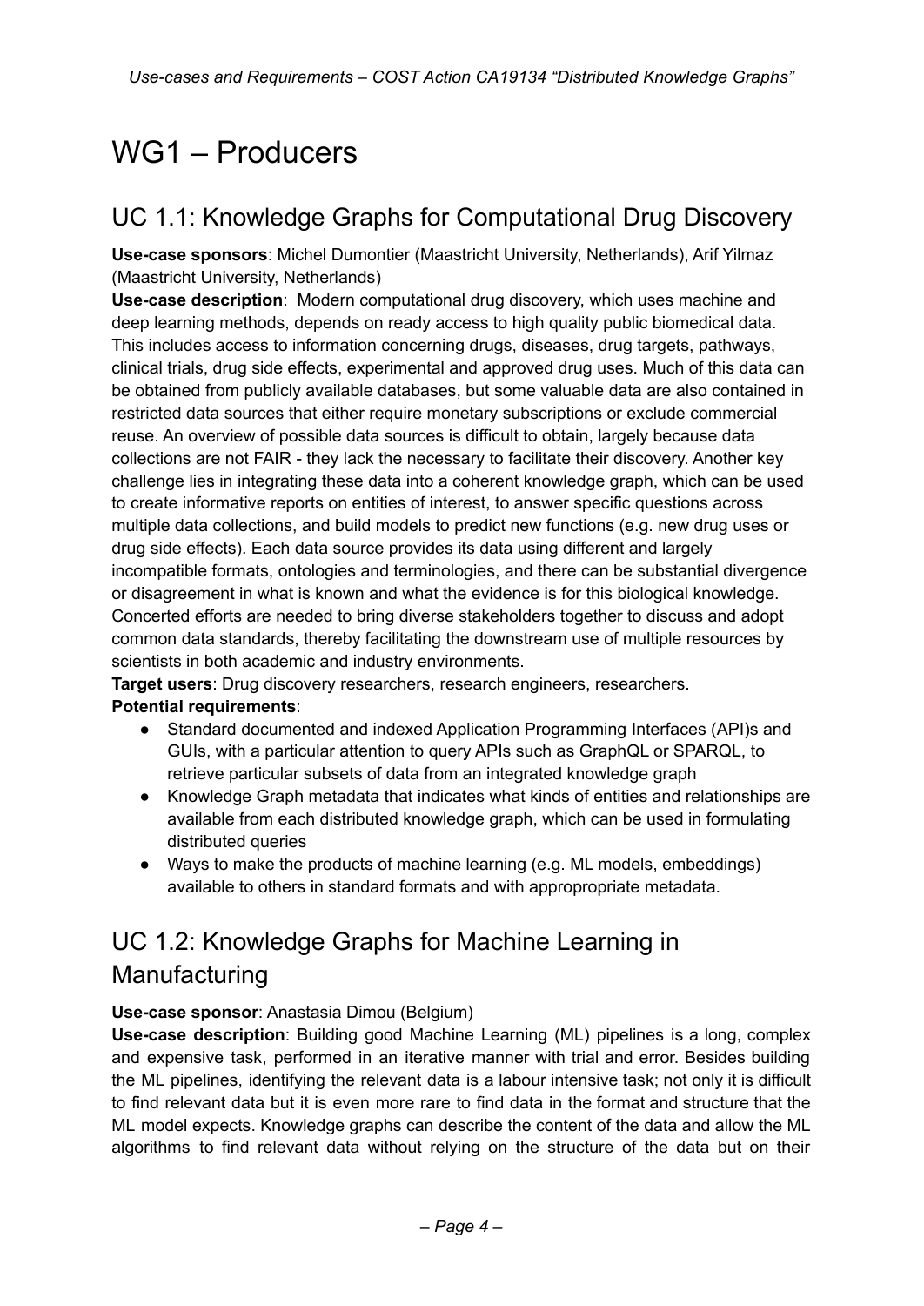# WG1 – Producers

## UC 1.1: Knowledge Graphs for Computational Drug Discovery

**Use-case sponsors**: Michel Dumontier (Maastricht University, Netherlands), Arif Yilmaz (Maastricht University, Netherlands)

**Use-case description**: Modern computational drug discovery, which uses machine and deep learning methods, depends on ready access to high quality public biomedical data. This includes access to information concerning drugs, diseases, drug targets, pathways, clinical trials, drug side effects, experimental and approved drug uses. Much of this data can be obtained from publicly available databases, but some valuable data are also contained in restricted data sources that either require monetary subscriptions or exclude commercial reuse. An overview of possible data sources is difficult to obtain, largely because data collections are not FAIR - they lack the necessary to facilitate their discovery. Another key challenge lies in integrating these data into a coherent knowledge graph, which can be used to create informative reports on entities of interest, to answer specific questions across multiple data collections, and build models to predict new functions (e.g. new drug uses or drug side effects). Each data source provides its data using different and largely incompatible formats, ontologies and terminologies, and there can be substantial divergence or disagreement in what is known and what the evidence is for this biological knowledge. Concerted efforts are needed to bring diverse stakeholders together to discuss and adopt common data standards, thereby facilitating the downstream use of multiple resources by scientists in both academic and industry environments.

**Target users**: Drug discovery researchers, research engineers, researchers.

**Potential requirements**:

- Standard documented and indexed Application Programming Interfaces (API)s and GUIs, with a particular attention to query APIs such as GraphQL or SPARQL, to retrieve particular subsets of data from an integrated knowledge graph
- Knowledge Graph metadata that indicates what kinds of entities and relationships are available from each distributed knowledge graph, which can be used in formulating distributed queries
- Ways to make the products of machine learning (e.g. ML models, embeddings) available to others in standard formats and with appropropriate metadata.

## UC 1.2: Knowledge Graphs for Machine Learning in Manufacturing

**Use-case sponsor**: Anastasia Dimou (Belgium)

**Use-case description**: Building good Machine Learning (ML) pipelines is a long, complex and expensive task, performed in an iterative manner with trial and error. Besides building the ML pipelines, identifying the relevant data is a labour intensive task; not only it is difficult to find relevant data but it is even more rare to find data in the format and structure that the ML model expects. Knowledge graphs can describe the content of the data and allow the ML algorithms to find relevant data without relying on the structure of the data but on their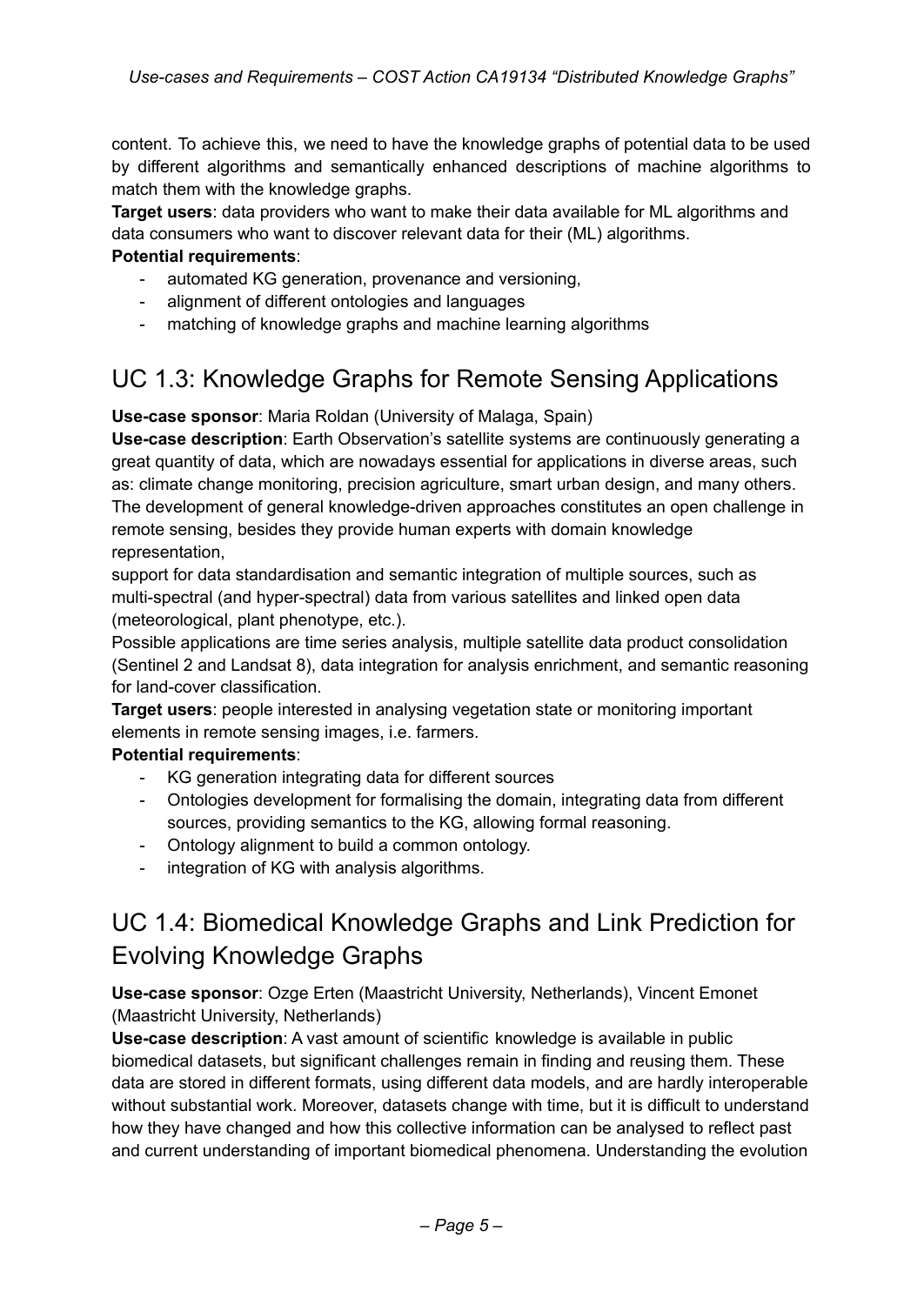content. To achieve this, we need to have the knowledge graphs of potential data to be used by different algorithms and semantically enhanced descriptions of machine algorithms to match them with the knowledge graphs.

**Target users**: data providers who want to make their data available for ML algorithms and data consumers who want to discover relevant data for their (ML) algorithms.

**Potential requirements**:

- automated KG generation, provenance and versioning,
- alignment of different ontologies and languages
- matching of knowledge graphs and machine learning algorithms

## UC 1.3: Knowledge Graphs for Remote Sensing Applications

**Use-case sponsor**: Maria Roldan (University of Malaga, Spain)

**Use-case description**: Earth Observation's satellite systems are continuously generating a great quantity of data, which are nowadays essential for applications in diverse areas, such as: climate change monitoring, precision agriculture, smart urban design, and many others. The development of general knowledge-driven approaches constitutes an open challenge in remote sensing, besides they provide human experts with domain knowledge representation,

support for data standardisation and semantic integration of multiple sources, such as multi-spectral (and hyper-spectral) data from various satellites and linked open data (meteorological, plant phenotype, etc.).

Possible applications are time series analysis, multiple satellite data product consolidation (Sentinel 2 and Landsat 8), data integration for analysis enrichment, and semantic reasoning for land-cover classification.

**Target users**: people interested in analysing vegetation state or monitoring important elements in remote sensing images, i.e. farmers.

**Potential requirements**:

- KG generation integrating data for different sources
- Ontologies development for formalising the domain, integrating data from different sources, providing semantics to the KG, allowing formal reasoning.
- Ontology alignment to build a common ontology.
- integration of KG with analysis algorithms.

## UC 1.4: Biomedical Knowledge Graphs and Link Prediction for Evolving Knowledge Graphs

**Use-case sponsor**: Ozge Erten (Maastricht University, Netherlands), Vincent Emonet (Maastricht University, Netherlands)

**Use-case description**: A vast amount of scientific knowledge is available in public biomedical datasets, but significant challenges remain in finding and reusing them. These data are stored in different formats, using different data models, and are hardly interoperable without substantial work. Moreover, datasets change with time, but it is difficult to understand how they have changed and how this collective information can be analysed to reflect past and current understanding of important biomedical phenomena. Understanding the evolution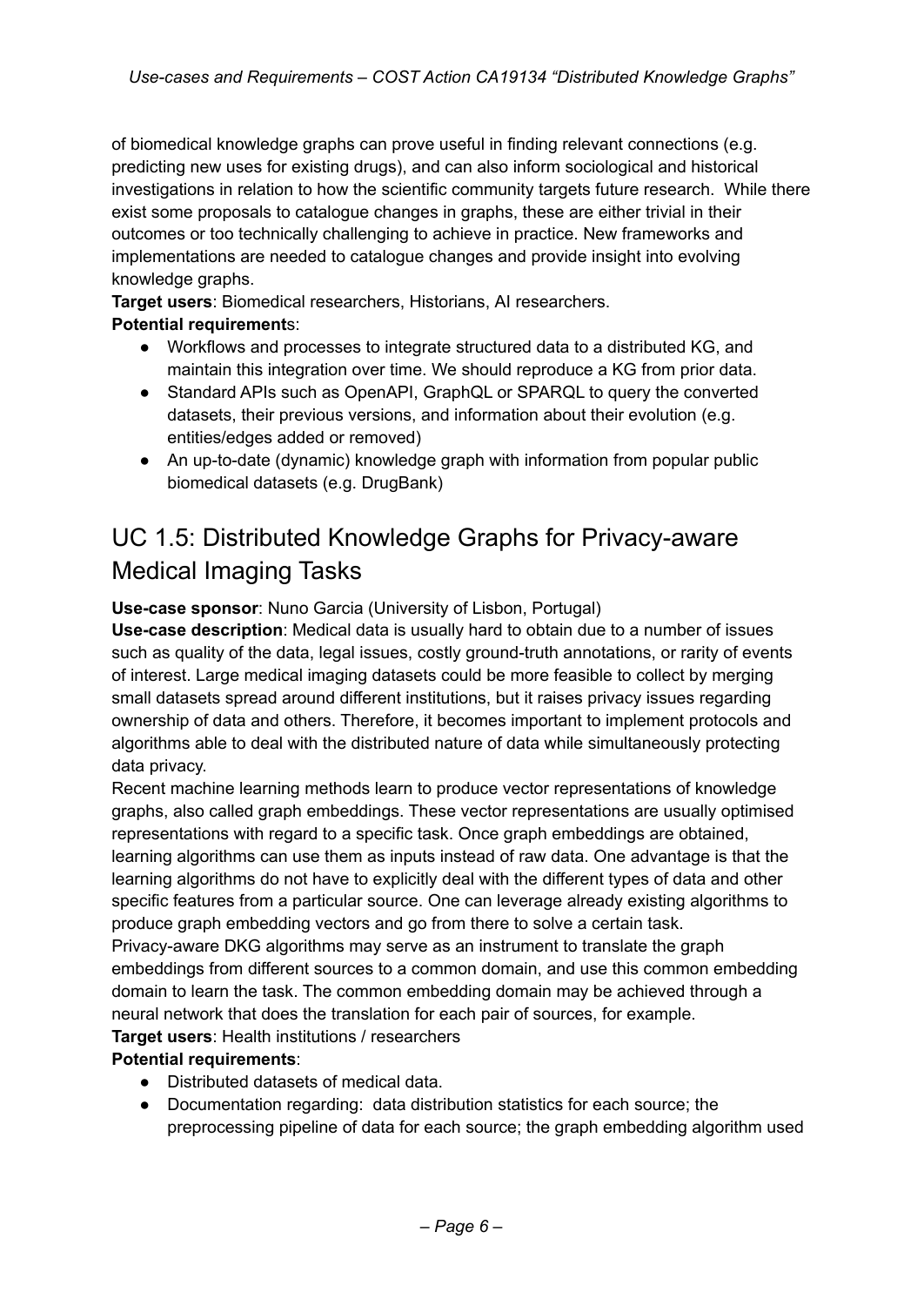of biomedical knowledge graphs can prove useful in finding relevant connections (e.g. predicting new uses for existing drugs), and can also inform sociological and historical investigations in relation to how the scientific community targets future research. While there exist some proposals to catalogue changes in graphs, these are either trivial in their outcomes or too technically challenging to achieve in practice. New frameworks and implementations are needed to catalogue changes and provide insight into evolving knowledge graphs.

**Target users**: Biomedical researchers, Historians, AI researchers.

**Potential requirements**:

- Workflows and processes to integrate structured data to a distributed KG, and maintain this integration over time. We should reproduce a KG from prior data.
- Standard APIs such as OpenAPI, GraphQL or SPARQL to query the converted datasets, their previous versions, and information about their evolution (e.g. entities/edges added or removed)
- An up-to-date (dynamic) knowledge graph with information from popular public biomedical datasets (e.g. DrugBank)

## UC 1.5: Distributed Knowledge Graphs for Privacy-aware Medical Imaging Tasks

**Use-case sponsor**: Nuno Garcia (University of Lisbon, Portugal)

**Use-case description**: Medical data is usually hard to obtain due to a number of issues such as quality of the data, legal issues, costly ground-truth annotations, or rarity of events of interest. Large medical imaging datasets could be more feasible to collect by merging small datasets spread around different institutions, but it raises privacy issues regarding ownership of data and others. Therefore, it becomes important to implement protocols and algorithms able to deal with the distributed nature of data while simultaneously protecting data privacy.

Recent machine learning methods learn to produce vector representations of knowledge graphs, also called graph embeddings. These vector representations are usually optimised representations with regard to a specific task. Once graph embeddings are obtained, learning algorithms can use them as inputs instead of raw data. One advantage is that the learning algorithms do not have to explicitly deal with the different types of data and other specific features from a particular source. One can leverage already existing algorithms to produce graph embedding vectors and go from there to solve a certain task.

Privacy-aware DKG algorithms may serve as an instrument to translate the graph embeddings from different sources to a common domain, and use this common embedding domain to learn the task. The common embedding domain may be achieved through a neural network that does the translation for each pair of sources, for example.

**Target users**: Health institutions / researchers

**Potential requirements**:

- Distributed datasets of medical data.
- Documentation regarding: data distribution statistics for each source; the preprocessing pipeline of data for each source; the graph embedding algorithm used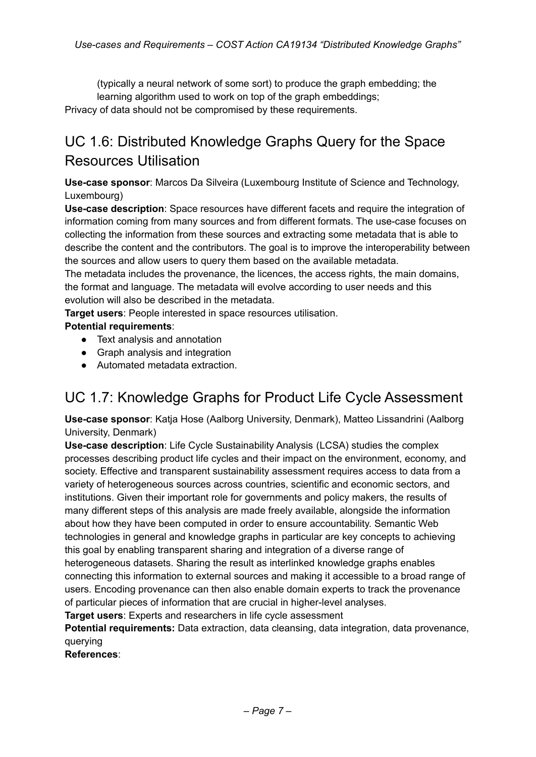(typically a neural network of some sort) to produce the graph embedding; the learning algorithm used to work on top of the graph embeddings;

Privacy of data should not be compromised by these requirements.

## UC 1.6: Distributed Knowledge Graphs Query for the Space Resources Utilisation

**Use-case sponsor**: Marcos Da Silveira (Luxembourg Institute of Science and Technology, Luxembourg)

**Use-case description**: Space resources have different facets and require the integration of information coming from many sources and from different formats. The use-case focuses on collecting the information from these sources and extracting some metadata that is able to describe the content and the contributors. The goal is to improve the interoperability between the sources and allow users to query them based on the available metadata.

The metadata includes the provenance, the licences, the access rights, the main domains, the format and language. The metadata will evolve according to user needs and this evolution will also be described in the metadata.

**Target users**: People interested in space resources utilisation.

**Potential requirements**:

- Text analysis and annotation
- Graph analysis and integration
- Automated metadata extraction.

## UC 1.7: Knowledge Graphs for Product Life Cycle Assessment

**Use-case sponsor**: Katja Hose (Aalborg University, Denmark), Matteo Lissandrini (Aalborg University, Denmark)

**Use-case description**: Life Cycle Sustainability Analysis (LCSA) studies the complex processes describing product life cycles and their impact on the environment, economy, and society. Effective and transparent sustainability assessment requires access to data from a variety of heterogeneous sources across countries, scientific and economic sectors, and institutions. Given their important role for governments and policy makers, the results of many different steps of this analysis are made freely available, alongside the information about how they have been computed in order to ensure accountability. Semantic Web technologies in general and knowledge graphs in particular are key concepts to achieving this goal by enabling transparent sharing and integration of a diverse range of heterogeneous datasets. Sharing the result as interlinked knowledge graphs enables connecting this information to external sources and making it accessible to a broad range of users. Encoding provenance can then also enable domain experts to track the provenance of particular pieces of information that are crucial in higher-level analyses.

**Target users**: Experts and researchers in life cycle assessment

**Potential requirements:** Data extraction, data cleansing, data integration, data provenance, querying

**References**: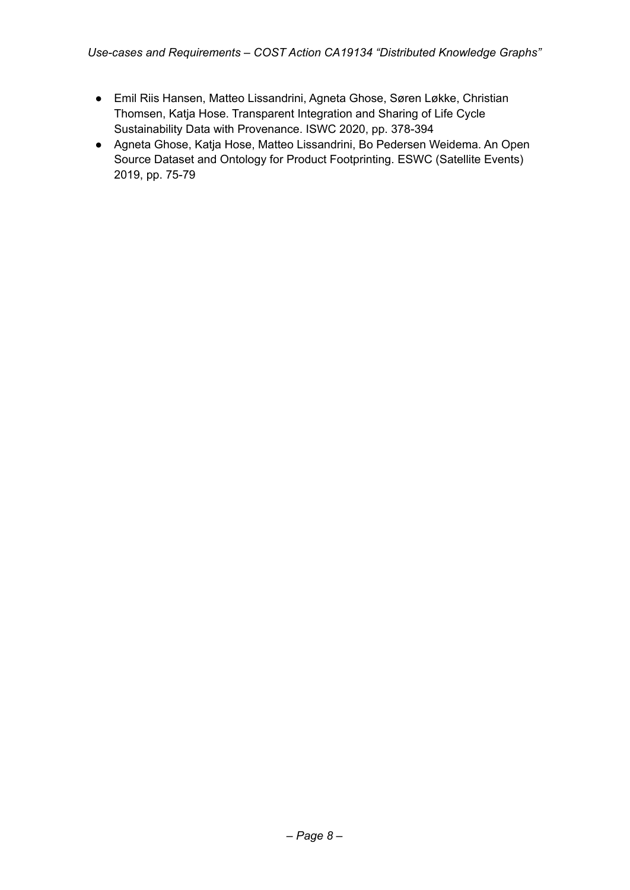- Emil Riis Hansen, Matteo Lissandrini, Agneta Ghose, Søren Løkke, Christian Thomsen, Katja Hose. Transparent Integration and Sharing of Life Cycle Sustainability Data with Provenance. ISWC 2020, pp. 378-394
- Agneta Ghose, Katja Hose, Matteo Lissandrini, Bo Pedersen Weidema. An Open Source Dataset and Ontology for Product Footprinting. ESWC (Satellite Events) 2019, pp. 75-79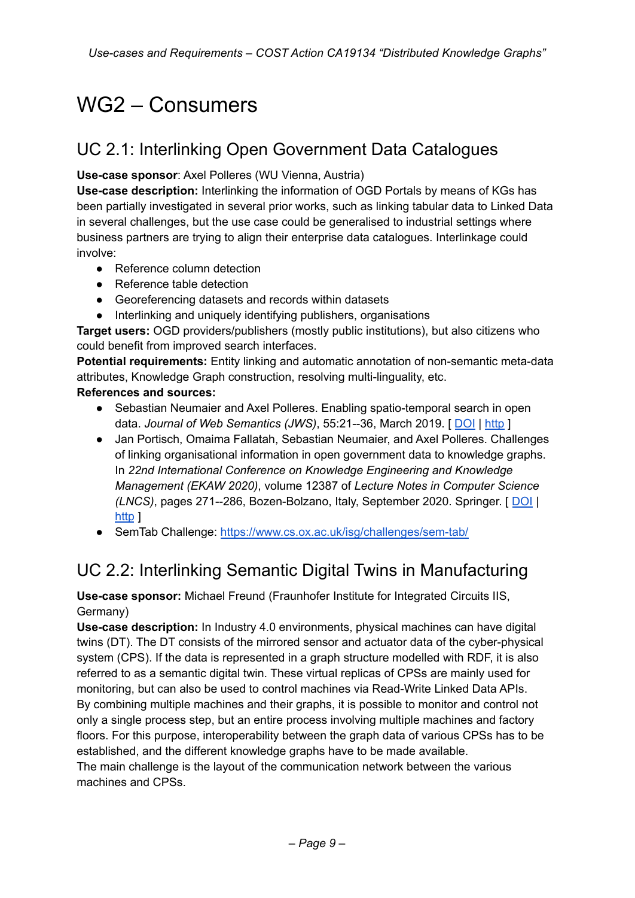# WG2 – Consumers

## UC 2.1: Interlinking Open Government Data Catalogues

**Use-case sponsor**: Axel Polleres (WU Vienna, Austria)
**Use-case description:** Interlinking the information of OGD Portals by means of KGs has been partially investigated in several prior works, such as linking tabular data to Linked Data in several challenges, but the use case could be generalised to industrial settings where business partners are trying to align their enterprise data catalogues. Interlinkage could involve:

- Reference column detection
- Reference table detection
- Georeferencing datasets and records within datasets
- Interlinking and uniquely identifying publishers, organisations

**Target users:** OGD providers/publishers (mostly public institutions), but also citizens who could benefit from improved search interfaces.
**Potential requirements:** Entity linking and automatic annotation of non-semantic meta-data attributes, Knowledge Graph construction, resolving multi-linguality, etc.
**References and sources:**

- Sebastian Neumaier and Axel Polleres. Enabling spatio-temporal search in open data. *Journal of Web Semantics (JWS)*, 55:21--36, March 2019. [ DOI | http ]
- Jan Portisch, Omaima Fallatah, Sebastian Neumaier, and Axel Polleres. Challenges of linking organisational information in open government data to knowledge graphs. In *22nd International Conference on Knowledge Engineering and Knowledge Management (EKAW 2020)*, volume 12387 of *Lecture Notes in Computer Science (LNCS)*, pages 271--286, Bozen-Bolzano, Italy, September 2020. Springer. [ DOI | http ]
- SemTab Challenge: https://www.cs.ox.ac.uk/isg/challenges/sem-tab/

## UC 2.2: Interlinking Semantic Digital Twins in Manufacturing

**Use-case sponsor:** Michael Freund (Fraunhofer Institute for Integrated Circuits IIS, Germany)
**Use-case description:** In Industry 4.0 environments, physical machines can have digital twins (DT). The DT consists of the mirrored sensor and actuator data of the cyber-physical system (CPS). If the data is represented in a graph structure modelled with RDF, it is also referred to as a semantic digital twin. These virtual replicas of CPSs are mainly used for monitoring, but can also be used to control machines via Read-Write Linked Data APIs. By combining multiple machines and their graphs, it is possible to monitor and control not only a single process step, but an entire process involving multiple machines and factory floors. For this purpose, interoperability between the graph data of various CPSs has to be established, and the different knowledge graphs have to be made available.
The main challenge is the layout of the communication network between the various machines and CPSs.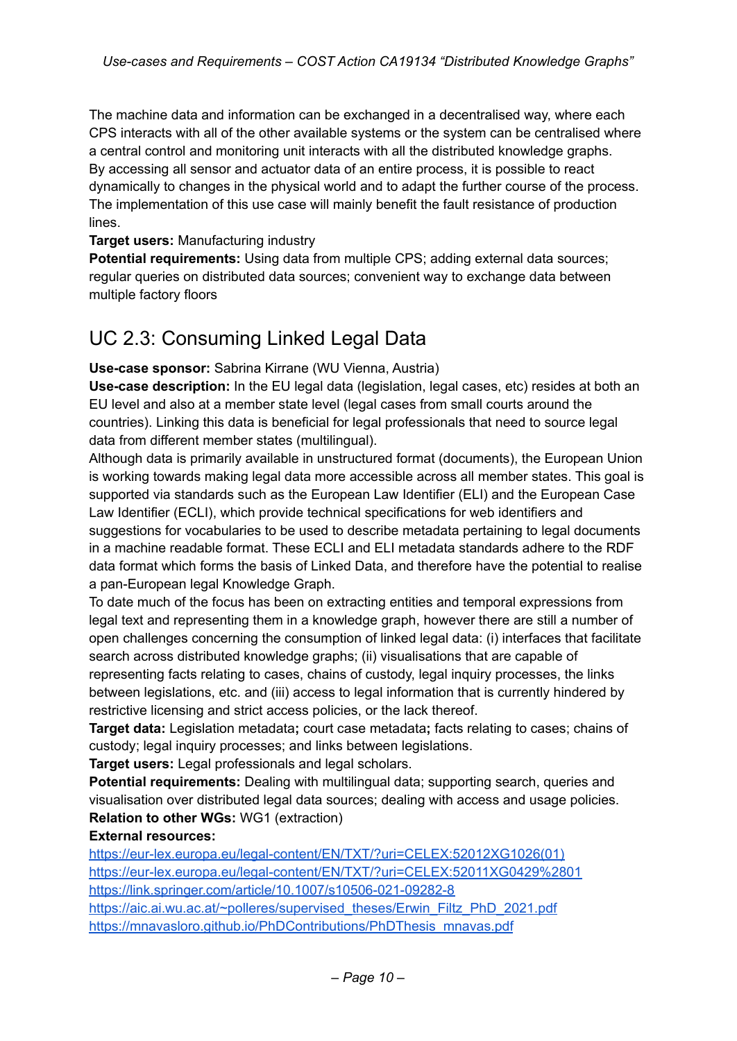The machine data and information can be exchanged in a decentralised way, where each CPS interacts with all of the other available systems or the system can be centralised where a central control and monitoring unit interacts with all the distributed knowledge graphs.
By accessing all sensor and actuator data of an entire process, it is possible to react dynamically to changes in the physical world and to adapt the further course of the process.
The implementation of this use case will mainly benefit the fault resistance of production lines.
**Target users:** Manufacturing industry
**Potential requirements:** Using data from multiple CPS; adding external data sources; regular queries on distributed data sources; convenient way to exchange data between multiple factory floors

## UC 2.3: Consuming Linked Legal Data

**Use-case sponsor:** Sabrina Kirrane (WU Vienna, Austria)
**Use-case description:** In the EU legal data (legislation, legal cases, etc) resides at both an EU level and also at a member state level (legal cases from small courts around the countries). Linking this data is beneficial for legal professionals that need to source legal data from different member states (multilingual).
Although data is primarily available in unstructured format (documents), the European Union is working towards making legal data more accessible across all member states. This goal is supported via standards such as the European Law Identifier (ELI) and the European Case Law Identifier (ECLI), which provide technical specifications for web identifiers and suggestions for vocabularies to be used to describe metadata pertaining to legal documents in a machine readable format. These ECLI and ELI metadata standards adhere to the RDF data format which forms the basis of Linked Data, and therefore have the potential to realise a pan-European legal Knowledge Graph.
To date much of the focus has been on extracting entities and temporal expressions from legal text and representing them in a knowledge graph, however there are still a number of open challenges concerning the consumption of linked legal data: (i) interfaces that facilitate search across distributed knowledge graphs; (ii) visualisations that are capable of representing facts relating to cases, chains of custody, legal inquiry processes, the links between legislations, etc. and (iii) access to legal information that is currently hindered by restrictive licensing and strict access policies, or the lack thereof.
**Target data:** Legislation metadata**;** court case metadata**;** facts relating to cases; chains of custody; legal inquiry processes; and links between legislations.
**Target users:** Legal professionals and legal scholars.
**Potential requirements:** Dealing with multilingual data; supporting search, queries and visualisation over distributed legal data sources; dealing with access and usage policies.
**Relation to other WGs:** WG1 (extraction)
**External resources:**
https://eur-lex.europa.eu/legal-content/EN/TXT/?uri=CELEX:52012XG1026(01)
https://eur-lex.europa.eu/legal-content/EN/TXT/?uri=CELEX:52011XG0429%2801
https://link.springer.com/article/10.1007/s10506-021-09282-8
https://aic.ai.wu.ac.at/~polleres/supervised_theses/Erwin_Filtz_PhD_2021.pdf
https://mnavasloro.github.io/PhDContributions/PhDThesis_mnavas.pdf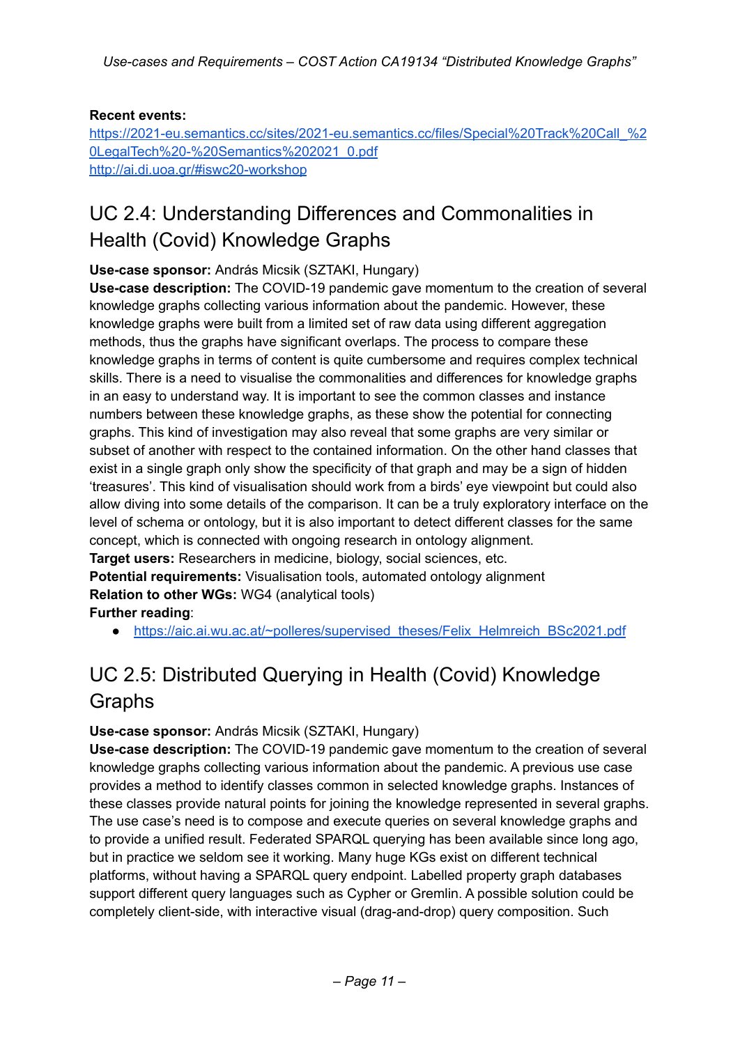**Recent events:**
https://2021-eu.semantics.cc/sites/2021-eu.semantics.cc/files/Special%20Track%20Call_%20LegalTech%20-%20Semantics%202021_0.pdf
http://ai.di.uoa.gr/#iswc20-workshop

## UC 2.4: Understanding Differences and Commonalities in Health (Covid) Knowledge Graphs

**Use-case sponsor:** András Micsik (SZTAKI, Hungary)
**Use-case description:** The COVID-19 pandemic gave momentum to the creation of several knowledge graphs collecting various information about the pandemic. However, these knowledge graphs were built from a limited set of raw data using different aggregation methods, thus the graphs have significant overlaps. The process to compare these knowledge graphs in terms of content is quite cumbersome and requires complex technical skills. There is a need to visualise the commonalities and differences for knowledge graphs in an easy to understand way. It is important to see the common classes and instance numbers between these knowledge graphs, as these show the potential for connecting graphs. This kind of investigation may also reveal that some graphs are very similar or subset of another with respect to the contained information. On the other hand classes that exist in a single graph only show the specificity of that graph and may be a sign of hidden 'treasures'. This kind of visualisation should work from a birds' eye viewpoint but could also allow diving into some details of the comparison. It can be a truly exploratory interface on the level of schema or ontology, but it is also important to detect different classes for the same concept, which is connected with ongoing research in ontology alignment.
**Target users:** Researchers in medicine, biology, social sciences, etc.
**Potential requirements:** Visualisation tools, automated ontology alignment
**Relation to other WGs:** WG4 (analytical tools)
**Further reading**:

- https://aic.ai.wu.ac.at/~polleres/supervised_theses/Felix_Helmreich_BSc2021.pdf

## UC 2.5: Distributed Querying in Health (Covid) Knowledge Graphs

**Use-case sponsor:** András Micsik (SZTAKI, Hungary)
**Use-case description:** The COVID-19 pandemic gave momentum to the creation of several knowledge graphs collecting various information about the pandemic. A previous use case provides a method to identify classes common in selected knowledge graphs. Instances of these classes provide natural points for joining the knowledge represented in several graphs. The use case's need is to compose and execute queries on several knowledge graphs and to provide a unified result. Federated SPARQL querying has been available since long ago, but in practice we seldom see it working. Many huge KGs exist on different technical platforms, without having a SPARQL query endpoint. Labelled property graph databases support different query languages such as Cypher or Gremlin. A possible solution could be completely client-side, with interactive visual (drag-and-drop) query composition. Such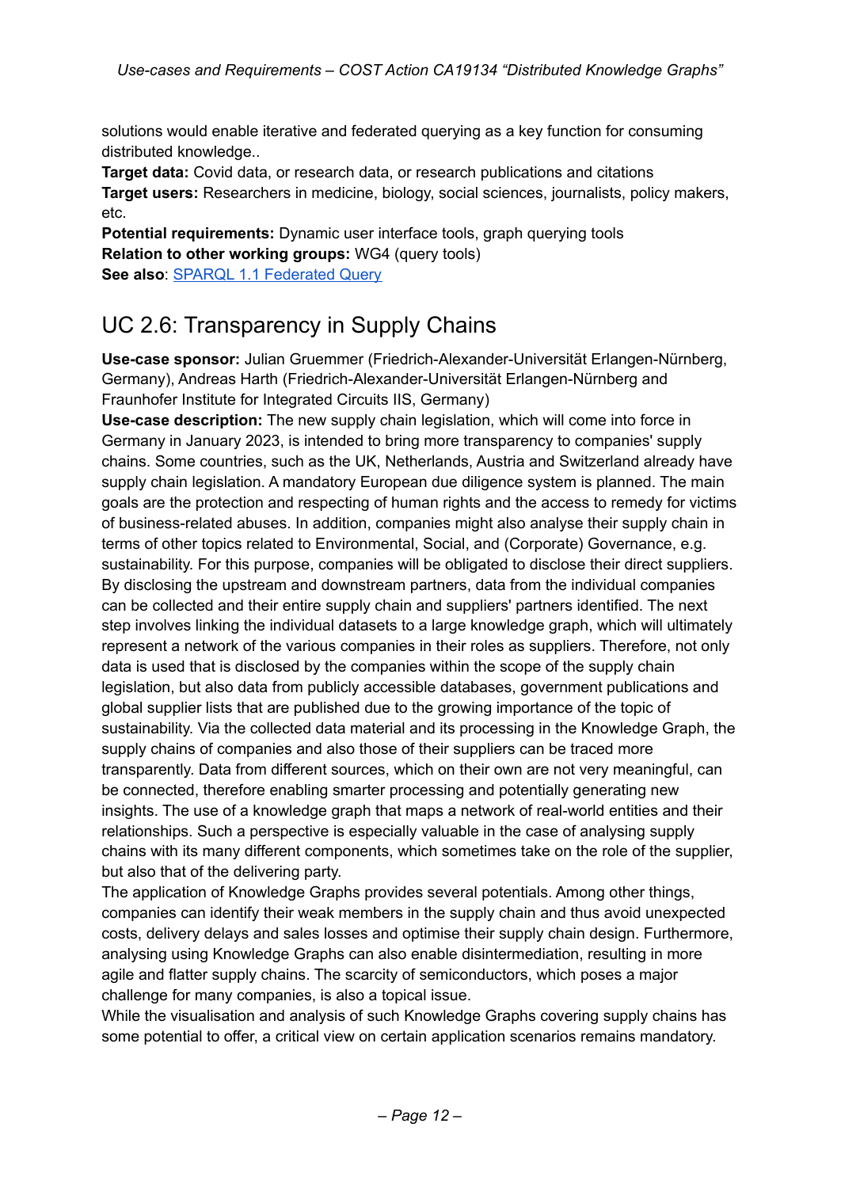solutions would enable iterative and federated querying as a key function for consuming distributed knowledge..

**Target data:** Covid data, or research data, or research publications and citations

**Target users:** Researchers in medicine, biology, social sciences, journalists, policy makers, etc.

**Potential requirements:** Dynamic user interface tools, graph querying tools

**Relation to other working groups:** WG4 (query tools)

**See also**: [SPARQL 1.1 Federated Query]

## UC 2.6: Transparency in Supply Chains

**Use-case sponsor:** Julian Gruemmer (Friedrich-Alexander-Universität Erlangen-Nürnberg, Germany), Andreas Harth (Friedrich-Alexander-Universität Erlangen-Nürnberg and Fraunhofer Institute for Integrated Circuits IIS, Germany)

**Use-case description:** The new supply chain legislation, which will come into force in Germany in January 2023, is intended to bring more transparency to companies' supply chains. Some countries, such as the UK, Netherlands, Austria and Switzerland already have supply chain legislation. A mandatory European due diligence system is planned. The main goals are the protection and respecting of human rights and the access to remedy for victims of business-related abuses. In addition, companies might also analyse their supply chain in terms of other topics related to Environmental, Social, and (Corporate) Governance, e.g. sustainability. For this purpose, companies will be obligated to disclose their direct suppliers. By disclosing the upstream and downstream partners, data from the individual companies can be collected and their entire supply chain and suppliers' partners identified. The next step involves linking the individual datasets to a large knowledge graph, which will ultimately represent a network of the various companies in their roles as suppliers. Therefore, not only data is used that is disclosed by the companies within the scope of the supply chain legislation, but also data from publicly accessible databases, government publications and global supplier lists that are published due to the growing importance of the topic of sustainability. Via the collected data material and its processing in the Knowledge Graph, the supply chains of companies and also those of their suppliers can be traced more transparently. Data from different sources, which on their own are not very meaningful, can be connected, therefore enabling smarter processing and potentially generating new insights. The use of a knowledge graph that maps a network of real-world entities and their relationships. Such a perspective is especially valuable in the case of analysing supply chains with its many different components, which sometimes take on the role of the supplier, but also that of the delivering party.

The application of Knowledge Graphs provides several potentials. Among other things, companies can identify their weak members in the supply chain and thus avoid unexpected costs, delivery delays and sales losses and optimise their supply chain design. Furthermore, analysing using Knowledge Graphs can also enable disintermediation, resulting in more agile and flatter supply chains. The scarcity of semiconductors, which poses a major challenge for many companies, is also a topical issue.

While the visualisation and analysis of such Knowledge Graphs covering supply chains has some potential to offer, a critical view on certain application scenarios remains mandatory.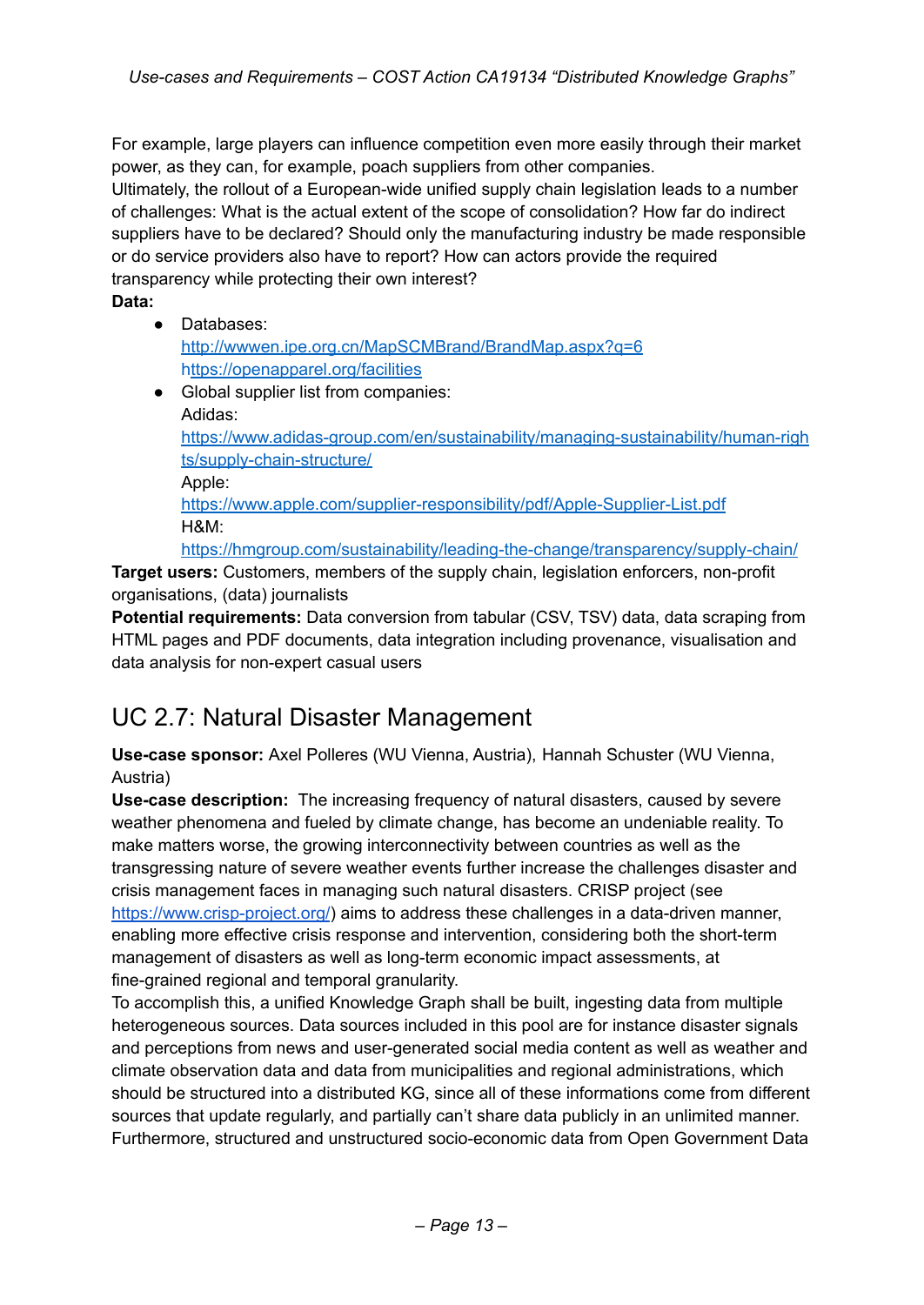For example, large players can influence competition even more easily through their market power, as they can, for example, poach suppliers from other companies.
Ultimately, the rollout of a European-wide unified supply chain legislation leads to a number of challenges: What is the actual extent of the scope of consolidation? How far do indirect suppliers have to be declared? Should only the manufacturing industry be made responsible or do service providers also have to report? How can actors provide the required transparency while protecting their own interest?

**Data:**

- Databases:
  http://wwwen.ipe.org.cn/MapSCMBrand/BrandMap.aspx?q=6
  https://openapparel.org/facilities
- Global supplier list from companies:
  Adidas:
  https://www.adidas-group.com/en/sustainability/managing-sustainability/human-rights/supply-chain-structure/
  Apple:
  https://www.apple.com/supplier-responsibility/pdf/Apple-Supplier-List.pdf
  H&M:
  https://hmgroup.com/sustainability/leading-the-change/transparency/supply-chain/

**Target users:** Customers, members of the supply chain, legislation enforcers, non-profit organisations, (data) journalists

**Potential requirements:** Data conversion from tabular (CSV, TSV) data, data scraping from HTML pages and PDF documents, data integration including provenance, visualisation and data analysis for non-expert casual users

## UC 2.7: Natural Disaster Management

**Use-case sponsor:** Axel Polleres (WU Vienna, Austria), Hannah Schuster (WU Vienna, Austria)

**Use-case description:** The increasing frequency of natural disasters, caused by severe weather phenomena and fueled by climate change, has become an undeniable reality. To make matters worse, the growing interconnectivity between countries as well as the transgressing nature of severe weather events further increase the challenges disaster and crisis management faces in managing such natural disasters. CRISP project (see https://www.crisp-project.org/) aims to address these challenges in a data-driven manner, enabling more effective crisis response and intervention, considering both the short-term management of disasters as well as long-term economic impact assessments, at fine-grained regional and temporal granularity.
To accomplish this, a unified Knowledge Graph shall be built, ingesting data from multiple heterogeneous sources. Data sources included in this pool are for instance disaster signals and perceptions from news and user-generated social media content as well as weather and climate observation data and data from municipalities and regional administrations, which should be structured into a distributed KG, since all of these informations come from different sources that update regularly, and partially can't share data publicly in an unlimited manner. Furthermore, structured and unstructured socio-economic data from Open Government Data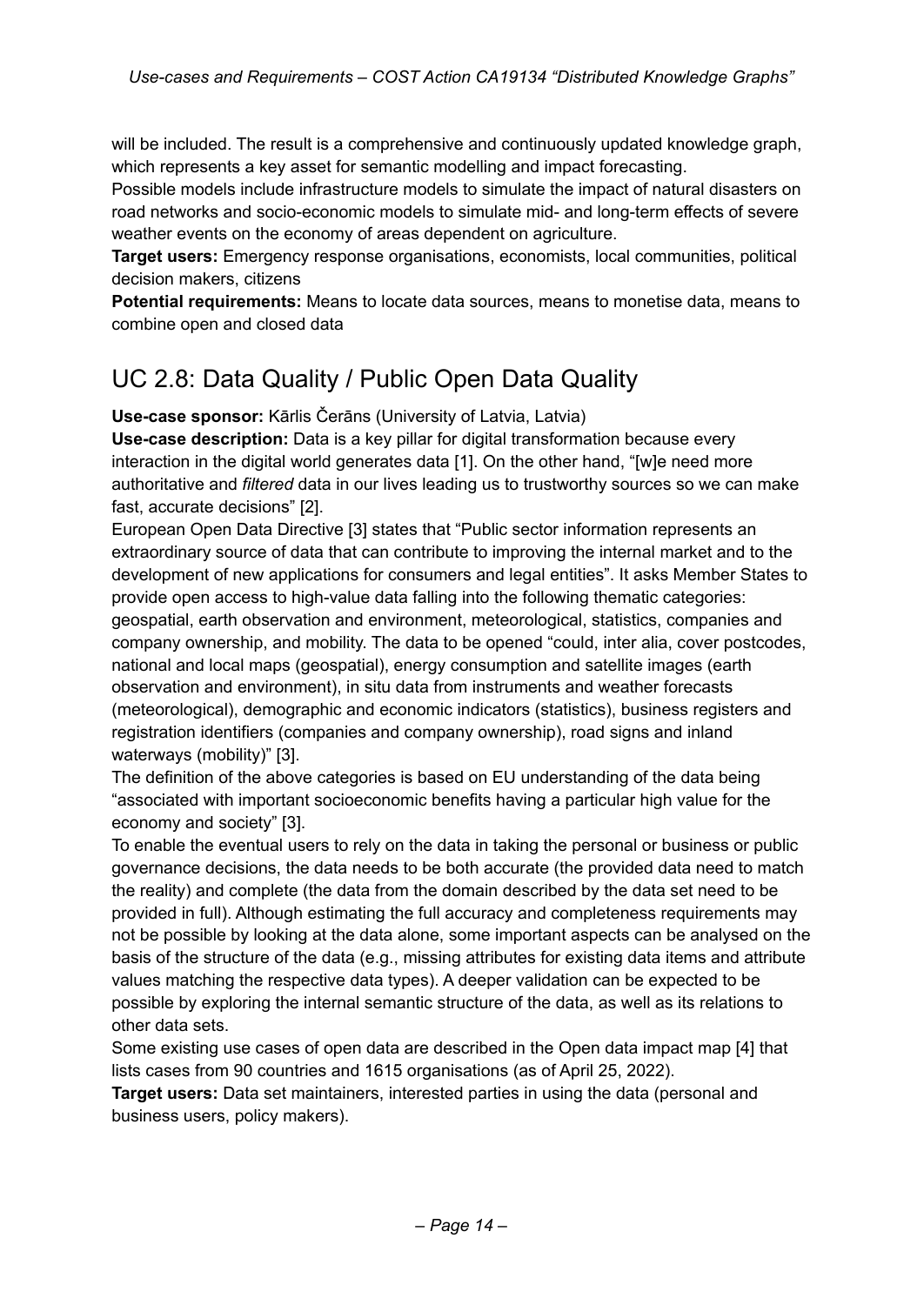will be included. The result is a comprehensive and continuously updated knowledge graph, which represents a key asset for semantic modelling and impact forecasting.
Possible models include infrastructure models to simulate the impact of natural disasters on road networks and socio-economic models to simulate mid- and long-term effects of severe weather events on the economy of areas dependent on agriculture.
**Target users:** Emergency response organisations, economists, local communities, political decision makers, citizens
**Potential requirements:** Means to locate data sources, means to monetise data, means to combine open and closed data

## UC 2.8: Data Quality / Public Open Data Quality

**Use-case sponsor:** Kārlis Čerāns (University of Latvia, Latvia)
**Use-case description:** Data is a key pillar for digital transformation because every interaction in the digital world generates data [1]. On the other hand, "[w]e need more authoritative and *filtered* data in our lives leading us to trustworthy sources so we can make fast, accurate decisions" [2].
European Open Data Directive [3] states that "Public sector information represents an extraordinary source of data that can contribute to improving the internal market and to the development of new applications for consumers and legal entities". It asks Member States to provide open access to high-value data falling into the following thematic categories: geospatial, earth observation and environment, meteorological, statistics, companies and company ownership, and mobility. The data to be opened "could, inter alia, cover postcodes, national and local maps (geospatial), energy consumption and satellite images (earth observation and environment), in situ data from instruments and weather forecasts (meteorological), demographic and economic indicators (statistics), business registers and registration identifiers (companies and company ownership), road signs and inland waterways (mobility)" [3].
The definition of the above categories is based on EU understanding of the data being "associated with important socioeconomic benefits having a particular high value for the economy and society" [3].
To enable the eventual users to rely on the data in taking the personal or business or public governance decisions, the data needs to be both accurate (the provided data need to match the reality) and complete (the data from the domain described by the data set need to be provided in full). Although estimating the full accuracy and completeness requirements may not be possible by looking at the data alone, some important aspects can be analysed on the basis of the structure of the data (e.g., missing attributes for existing data items and attribute values matching the respective data types). A deeper validation can be expected to be possible by exploring the internal semantic structure of the data, as well as its relations to other data sets.
Some existing use cases of open data are described in the Open data impact map [4] that lists cases from 90 countries and 1615 organisations (as of April 25, 2022).
**Target users:** Data set maintainers, interested parties in using the data (personal and business users, policy makers).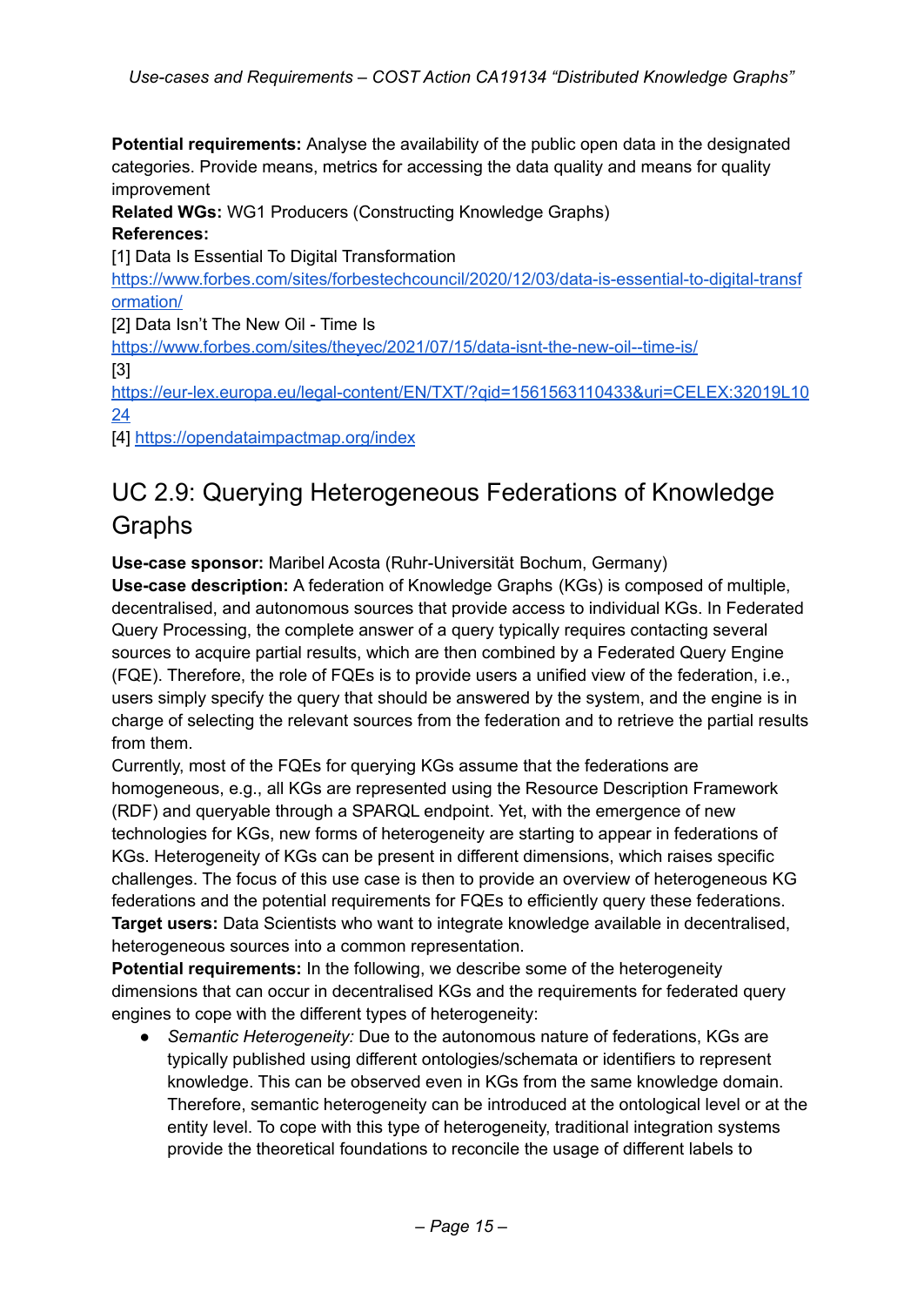**Potential requirements:** Analyse the availability of the public open data in the designated categories. Provide means, metrics for accessing the data quality and means for quality improvement

**Related WGs:** WG1 Producers (Constructing Knowledge Graphs)

**References:**

[1] Data Is Essential To Digital Transformation
https://www.forbes.com/sites/forbestechcouncil/2020/12/03/data-is-essential-to-digital-transformation/

[2] Data Isn't The New Oil - Time Is
https://www.forbes.com/sites/theyec/2021/07/15/data-isnt-the-new-oil--time-is/

[3]
https://eur-lex.europa.eu/legal-content/EN/TXT/?qid=1561563110433&uri=CELEX:32019L1024

[4] https://opendataimpactmap.org/index

## UC 2.9: Querying Heterogeneous Federations of Knowledge Graphs

**Use-case sponsor:** Maribel Acosta (Ruhr-Universität Bochum, Germany)

**Use-case description:** A federation of Knowledge Graphs (KGs) is composed of multiple, decentralised, and autonomous sources that provide access to individual KGs. In Federated Query Processing, the complete answer of a query typically requires contacting several sources to acquire partial results, which are then combined by a Federated Query Engine (FQE). Therefore, the role of FQEs is to provide users a unified view of the federation, i.e., users simply specify the query that should be answered by the system, and the engine is in charge of selecting the relevant sources from the federation and to retrieve the partial results from them.

Currently, most of the FQEs for querying KGs assume that the federations are homogeneous, e.g., all KGs are represented using the Resource Description Framework (RDF) and queryable through a SPARQL endpoint. Yet, with the emergence of new technologies for KGs, new forms of heterogeneity are starting to appear in federations of KGs. Heterogeneity of KGs can be present in different dimensions, which raises specific challenges. The focus of this use case is then to provide an overview of heterogeneous KG federations and the potential requirements for FQEs to efficiently query these federations.

**Target users:** Data Scientists who want to integrate knowledge available in decentralised, heterogeneous sources into a common representation.

**Potential requirements:** In the following, we describe some of the heterogeneity dimensions that can occur in decentralised KGs and the requirements for federated query engines to cope with the different types of heterogeneity:

- *Semantic Heterogeneity:* Due to the autonomous nature of federations, KGs are typically published using different ontologies/schemata or identifiers to represent knowledge. This can be observed even in KGs from the same knowledge domain. Therefore, semantic heterogeneity can be introduced at the ontological level or at the entity level. To cope with this type of heterogeneity, traditional integration systems provide the theoretical foundations to reconcile the usage of different labels to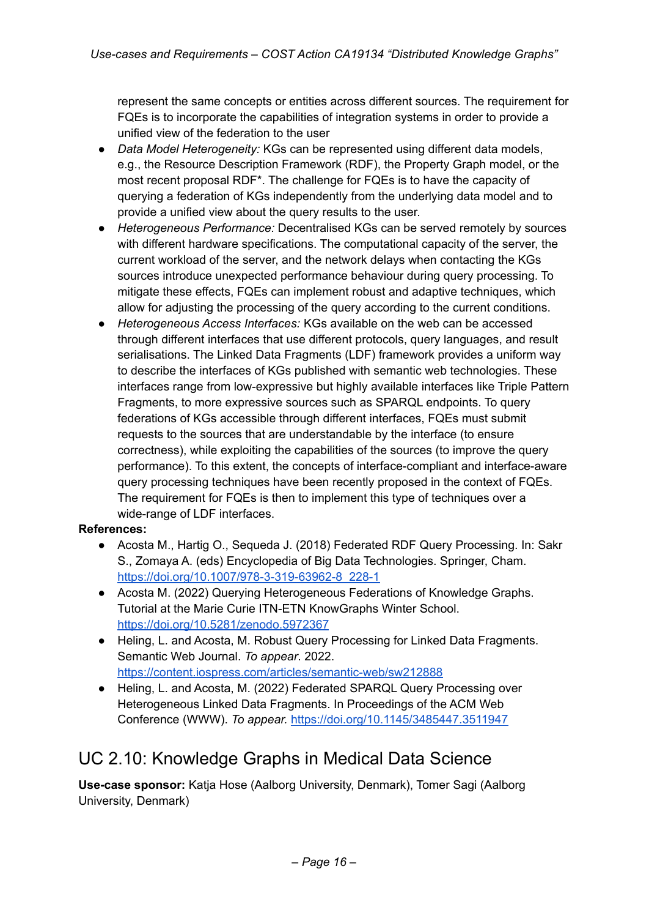represent the same concepts or entities across different sources. The requirement for FQEs is to incorporate the capabilities of integration systems in order to provide a unified view of the federation to the user

- *Data Model Heterogeneity:* KGs can be represented using different data models, e.g., the Resource Description Framework (RDF), the Property Graph model, or the most recent proposal RDF*. The challenge for FQEs is to have the capacity of querying a federation of KGs independently from the underlying data model and to provide a unified view about the query results to the user.
- *Heterogeneous Performance:* Decentralised KGs can be served remotely by sources with different hardware specifications. The computational capacity of the server, the current workload of the server, and the network delays when contacting the KGs sources introduce unexpected performance behaviour during query processing. To mitigate these effects, FQEs can implement robust and adaptive techniques, which allow for adjusting the processing of the query according to the current conditions.
- *Heterogeneous Access Interfaces:* KGs available on the web can be accessed through different interfaces that use different protocols, query languages, and result serialisations. The Linked Data Fragments (LDF) framework provides a uniform way to describe the interfaces of KGs published with semantic web technologies. These interfaces range from low-expressive but highly available interfaces like Triple Pattern Fragments, to more expressive sources such as SPARQL endpoints. To query federations of KGs accessible through different interfaces, FQEs must submit requests to the sources that are understandable by the interface (to ensure correctness), while exploiting the capabilities of the sources (to improve the query performance). To this extent, the concepts of interface-compliant and interface-aware query processing techniques have been recently proposed in the context of FQEs. The requirement for FQEs is then to implement this type of techniques over a wide-range of LDF interfaces.

**References:**

- Acosta M., Hartig O., Sequeda J. (2018) Federated RDF Query Processing. In: Sakr S., Zomaya A. (eds) Encyclopedia of Big Data Technologies. Springer, Cham. https://doi.org/10.1007/978-3-319-63962-8_228-1
- Acosta M. (2022) Querying Heterogeneous Federations of Knowledge Graphs. Tutorial at the Marie Curie ITN-ETN KnowGraphs Winter School. https://doi.org/10.5281/zenodo.5972367
- Heling, L. and Acosta, M. Robust Query Processing for Linked Data Fragments. Semantic Web Journal. *To appear*. 2022. https://content.iospress.com/articles/semantic-web/sw212888
- Heling, L. and Acosta, M. (2022) Federated SPARQL Query Processing over Heterogeneous Linked Data Fragments. In Proceedings of the ACM Web Conference (WWW). *To appear.* https://doi.org/10.1145/3485447.3511947

## UC 2.10: Knowledge Graphs in Medical Data Science

**Use-case sponsor:** Katja Hose (Aalborg University, Denmark), Tomer Sagi (Aalborg University, Denmark)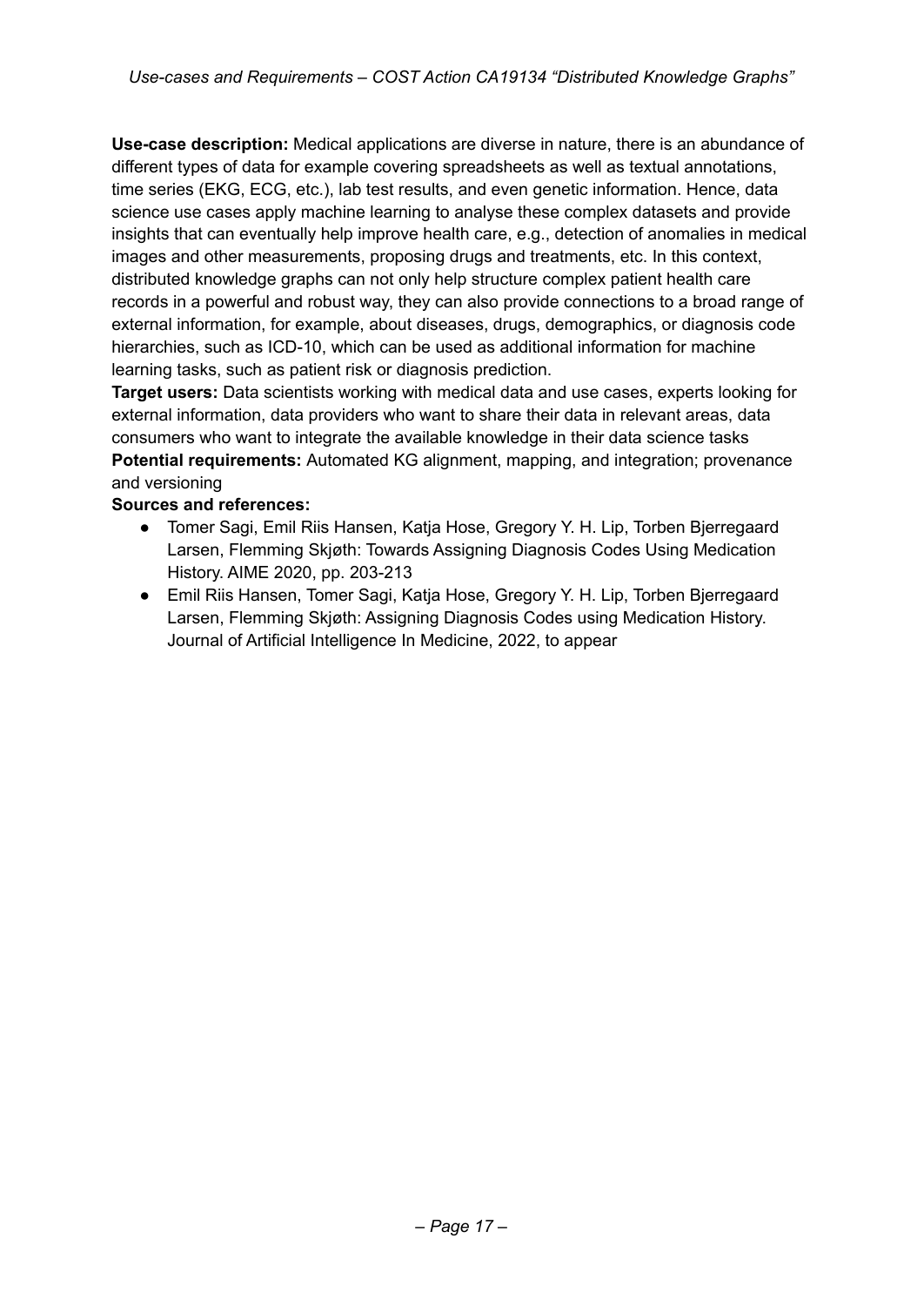**Use-case description:** Medical applications are diverse in nature, there is an abundance of different types of data for example covering spreadsheets as well as textual annotations, time series (EKG, ECG, etc.), lab test results, and even genetic information. Hence, data science use cases apply machine learning to analyse these complex datasets and provide insights that can eventually help improve health care, e.g., detection of anomalies in medical images and other measurements, proposing drugs and treatments, etc. In this context, distributed knowledge graphs can not only help structure complex patient health care records in a powerful and robust way, they can also provide connections to a broad range of external information, for example, about diseases, drugs, demographics, or diagnosis code hierarchies, such as ICD-10, which can be used as additional information for machine learning tasks, such as patient risk or diagnosis prediction.

**Target users:** Data scientists working with medical data and use cases, experts looking for external information, data providers who want to share their data in relevant areas, data consumers who want to integrate the available knowledge in their data science tasks

**Potential requirements:** Automated KG alignment, mapping, and integration; provenance and versioning

**Sources and references:**

- Tomer Sagi, Emil Riis Hansen, Katja Hose, Gregory Y. H. Lip, Torben Bjerregaard Larsen, Flemming Skjøth: Towards Assigning Diagnosis Codes Using Medication History. AIME 2020, pp. 203-213
- Emil Riis Hansen, Tomer Sagi, Katja Hose, Gregory Y. H. Lip, Torben Bjerregaard Larsen, Flemming Skjøth: Assigning Diagnosis Codes using Medication History. Journal of Artificial Intelligence In Medicine, 2022, to appear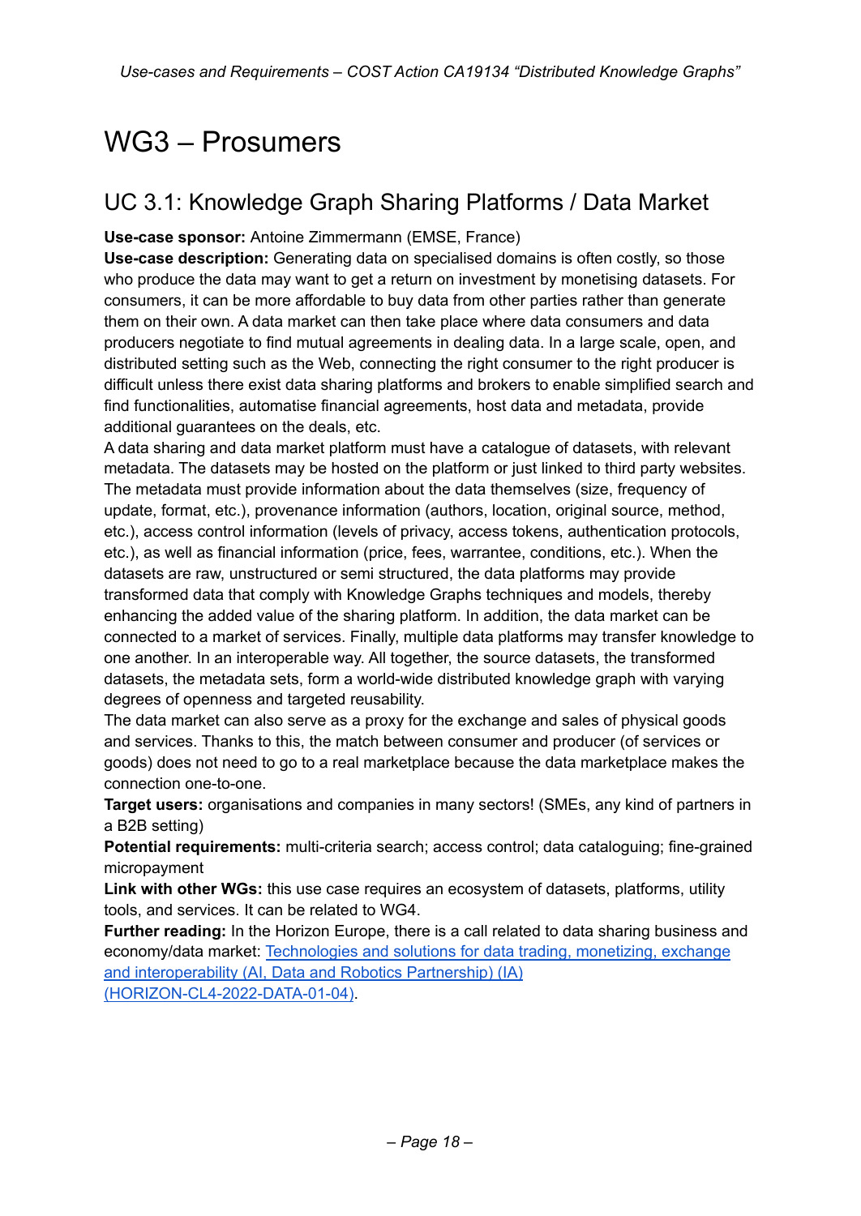# WG3 – Prosumers

## UC 3.1: Knowledge Graph Sharing Platforms / Data Market

**Use-case sponsor:** Antoine Zimmermann (EMSE, France)

**Use-case description:** Generating data on specialised domains is often costly, so those who produce the data may want to get a return on investment by monetising datasets. For consumers, it can be more affordable to buy data from other parties rather than generate them on their own. A data market can then take place where data consumers and data producers negotiate to find mutual agreements in dealing data. In a large scale, open, and distributed setting such as the Web, connecting the right consumer to the right producer is difficult unless there exist data sharing platforms and brokers to enable simplified search and find functionalities, automatise financial agreements, host data and metadata, provide additional guarantees on the deals, etc.

A data sharing and data market platform must have a catalogue of datasets, with relevant metadata. The datasets may be hosted on the platform or just linked to third party websites. The metadata must provide information about the data themselves (size, frequency of update, format, etc.), provenance information (authors, location, original source, method, etc.), access control information (levels of privacy, access tokens, authentication protocols, etc.), as well as financial information (price, fees, warrantee, conditions, etc.). When the datasets are raw, unstructured or semi structured, the data platforms may provide transformed data that comply with Knowledge Graphs techniques and models, thereby enhancing the added value of the sharing platform. In addition, the data market can be connected to a market of services. Finally, multiple data platforms may transfer knowledge to one another. In an interoperable way. All together, the source datasets, the transformed datasets, the metadata sets, form a world-wide distributed knowledge graph with varying degrees of openness and targeted reusability.

The data market can also serve as a proxy for the exchange and sales of physical goods and services. Thanks to this, the match between consumer and producer (of services or goods) does not need to go to a real marketplace because the data marketplace makes the connection one-to-one.

**Target users:** organisations and companies in many sectors! (SMEs, any kind of partners in a B2B setting)

**Potential requirements:** multi-criteria search; access control; data cataloguing; fine-grained micropayment

**Link with other WGs:** this use case requires an ecosystem of datasets, platforms, utility tools, and services. It can be related to WG4.

**Further reading:** In the Horizon Europe, there is a call related to data sharing business and economy/data market: Technologies and solutions for data trading, monetizing, exchange and interoperability (AI, Data and Robotics Partnership) (IA) (HORIZON-CL4-2022-DATA-01-04).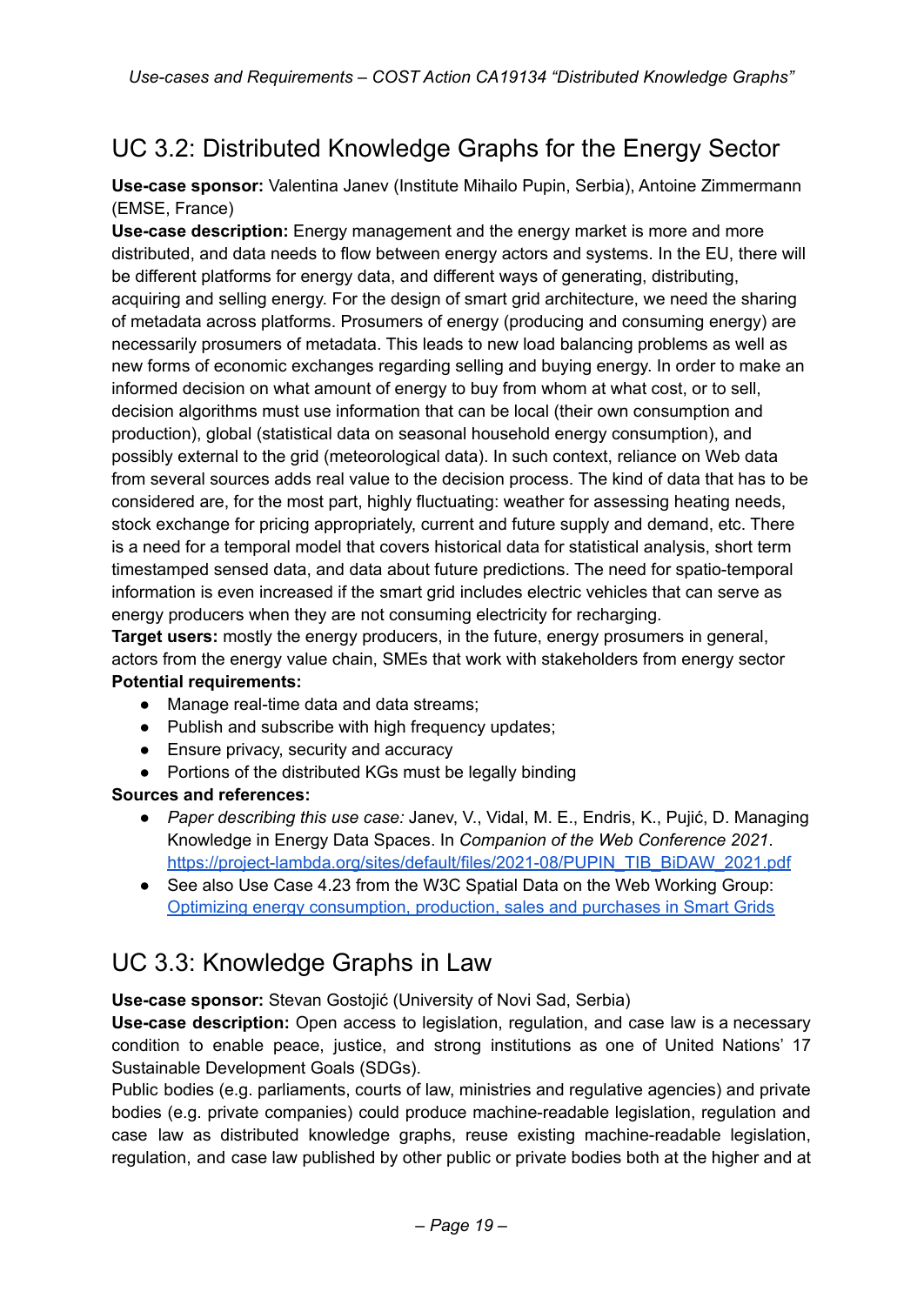## UC 3.2: Distributed Knowledge Graphs for the Energy Sector

**Use-case sponsor:** Valentina Janev (Institute Mihailo Pupin, Serbia), Antoine Zimmermann (EMSE, France)

**Use-case description:** Energy management and the energy market is more and more distributed, and data needs to flow between energy actors and systems. In the EU, there will be different platforms for energy data, and different ways of generating, distributing, acquiring and selling energy. For the design of smart grid architecture, we need the sharing of metadata across platforms. Prosumers of energy (producing and consuming energy) are necessarily prosumers of metadata. This leads to new load balancing problems as well as new forms of economic exchanges regarding selling and buying energy. In order to make an informed decision on what amount of energy to buy from whom at what cost, or to sell, decision algorithms must use information that can be local (their own consumption and production), global (statistical data on seasonal household energy consumption), and possibly external to the grid (meteorological data). In such context, reliance on Web data from several sources adds real value to the decision process. The kind of data that has to be considered are, for the most part, highly fluctuating: weather for assessing heating needs, stock exchange for pricing appropriately, current and future supply and demand, etc. There is a need for a temporal model that covers historical data for statistical analysis, short term timestamped sensed data, and data about future predictions. The need for spatio-temporal information is even increased if the smart grid includes electric vehicles that can serve as energy producers when they are not consuming electricity for recharging.

**Target users:** mostly the energy producers, in the future, energy prosumers in general, actors from the energy value chain, SMEs that work with stakeholders from energy sector

**Potential requirements:**

- Manage real-time data and data streams;
- Publish and subscribe with high frequency updates;
- Ensure privacy, security and accuracy
- Portions of the distributed KGs must be legally binding

**Sources and references:**

- *Paper describing this use case:* Janev, V., Vidal, M. E., Endris, K., Pujić, D. Managing Knowledge in Energy Data Spaces. In *Companion of the Web Conference 2021*. [https://project-lambda.org/sites/default/files/2021-08/PUPIN_TIB_BiDAW_2021.pdf](https://project-lambda.org/sites/default/files/2021-08/PUPIN_TIB_BiDAW_2021.pdf)
- See also Use Case 4.23 from the W3C Spatial Data on the Web Working Group: Optimizing energy consumption, production, sales and purchases in Smart Grids

## UC 3.3: Knowledge Graphs in Law

**Use-case sponsor:** Stevan Gostojić (University of Novi Sad, Serbia)

**Use-case description:** Open access to legislation, regulation, and case law is a necessary condition to enable peace, justice, and strong institutions as one of United Nations' 17 Sustainable Development Goals (SDGs).

Public bodies (e.g. parliaments, courts of law, ministries and regulative agencies) and private bodies (e.g. private companies) could produce machine-readable legislation, regulation and case law as distributed knowledge graphs, reuse existing machine-readable legislation, regulation, and case law published by other public or private bodies both at the higher and at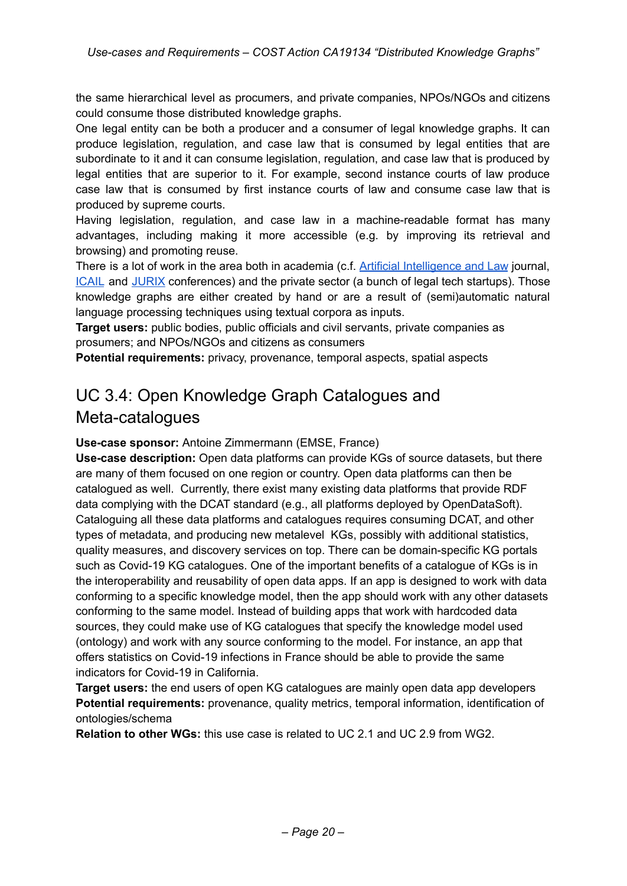the same hierarchical level as procumers, and private companies, NPOs/NGOs and citizens could consume those distributed knowledge graphs.

One legal entity can be both a producer and a consumer of legal knowledge graphs. It can produce legislation, regulation, and case law that is consumed by legal entities that are subordinate to it and it can consume legislation, regulation, and case law that is produced by legal entities that are superior to it. For example, second instance courts of law produce case law that is consumed by first instance courts of law and consume case law that is produced by supreme courts.

Having legislation, regulation, and case law in a machine-readable format has many advantages, including making it more accessible (e.g. by improving its retrieval and browsing) and promoting reuse.

There is a lot of work in the area both in academia (c.f. Artificial Intelligence and Law journal, ICAIL and JURIX conferences) and the private sector (a bunch of legal tech startups). Those knowledge graphs are either created by hand or are a result of (semi)automatic natural language processing techniques using textual corpora as inputs.

**Target users:** public bodies, public officials and civil servants, private companies as prosumers; and NPOs/NGOs and citizens as consumers

**Potential requirements:** privacy, provenance, temporal aspects, spatial aspects

## UC 3.4: Open Knowledge Graph Catalogues and Meta-catalogues

**Use-case sponsor:** Antoine Zimmermann (EMSE, France)

**Use-case description:** Open data platforms can provide KGs of source datasets, but there are many of them focused on one region or country. Open data platforms can then be catalogued as well. Currently, there exist many existing data platforms that provide RDF data complying with the DCAT standard (e.g., all platforms deployed by OpenDataSoft). Cataloguing all these data platforms and catalogues requires consuming DCAT, and other types of metadata, and producing new metalevel KGs, possibly with additional statistics, quality measures, and discovery services on top. There can be domain-specific KG portals such as Covid-19 KG catalogues. One of the important benefits of a catalogue of KGs is in the interoperability and reusability of open data apps. If an app is designed to work with data conforming to a specific knowledge model, then the app should work with any other datasets conforming to the same model. Instead of building apps that work with hardcoded data sources, they could make use of KG catalogues that specify the knowledge model used (ontology) and work with any source conforming to the model. For instance, an app that offers statistics on Covid-19 infections in France should be able to provide the same indicators for Covid-19 in California.

**Target users:** the end users of open KG catalogues are mainly open data app developers

**Potential requirements:** provenance, quality metrics, temporal information, identification of ontologies/schema

**Relation to other WGs:** this use case is related to UC 2.1 and UC 2.9 from WG2.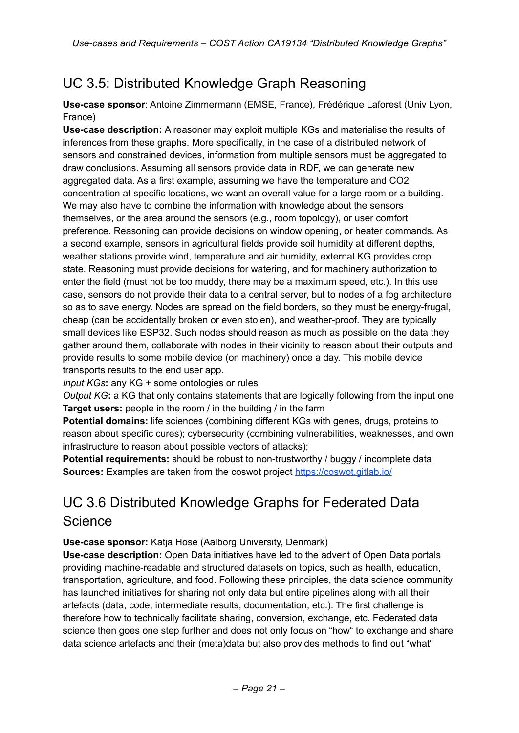## UC 3.5: Distributed Knowledge Graph Reasoning

**Use-case sponsor**: Antoine Zimmermann (EMSE, France), Frédérique Laforest (Univ Lyon, France)

**Use-case description:** A reasoner may exploit multiple KGs and materialise the results of inferences from these graphs. More specifically, in the case of a distributed network of sensors and constrained devices, information from multiple sensors must be aggregated to draw conclusions. Assuming all sensors provide data in RDF, we can generate new aggregated data. As a first example, assuming we have the temperature and CO2 concentration at specific locations, we want an overall value for a large room or a building. We may also have to combine the information with knowledge about the sensors themselves, or the area around the sensors (e.g., room topology), or user comfort preference. Reasoning can provide decisions on window opening, or heater commands. As a second example, sensors in agricultural fields provide soil humidity at different depths, weather stations provide wind, temperature and air humidity, external KG provides crop state. Reasoning must provide decisions for watering, and for machinery authorization to enter the field (must not be too muddy, there may be a maximum speed, etc.). In this use case, sensors do not provide their data to a central server, but to nodes of a fog architecture so as to save energy. Nodes are spread on the field borders, so they must be energy-frugal, cheap (can be accidentally broken or even stolen), and weather-proof. They are typically small devices like ESP32. Such nodes should reason as much as possible on the data they gather around them, collaborate with nodes in their vicinity to reason about their outputs and provide results to some mobile device (on machinery) once a day. This mobile device transports results to the end user app.

*Input KGs***:** any KG + some ontologies or rules

*Output KG***:** a KG that only contains statements that are logically following from the input one

**Target users:** people in the room / in the building / in the farm

**Potential domains:** life sciences (combining different KGs with genes, drugs, proteins to reason about specific cures); cybersecurity (combining vulnerabilities, weaknesses, and own infrastructure to reason about possible vectors of attacks);

**Potential requirements:** should be robust to non-trustworthy / buggy / incomplete data

**Sources:** Examples are taken from the coswot project https://coswot.gitlab.io/

## UC 3.6 Distributed Knowledge Graphs for Federated Data Science

**Use-case sponsor:** Katja Hose (Aalborg University, Denmark)

**Use-case description:** Open Data initiatives have led to the advent of Open Data portals providing machine-readable and structured datasets on topics, such as health, education, transportation, agriculture, and food. Following these principles, the data science community has launched initiatives for sharing not only data but entire pipelines along with all their artefacts (data, code, intermediate results, documentation, etc.). The first challenge is therefore how to technically facilitate sharing, conversion, exchange, etc. Federated data science then goes one step further and does not only focus on "how" to exchange and share data science artefacts and their (meta)data but also provides methods to find out "what"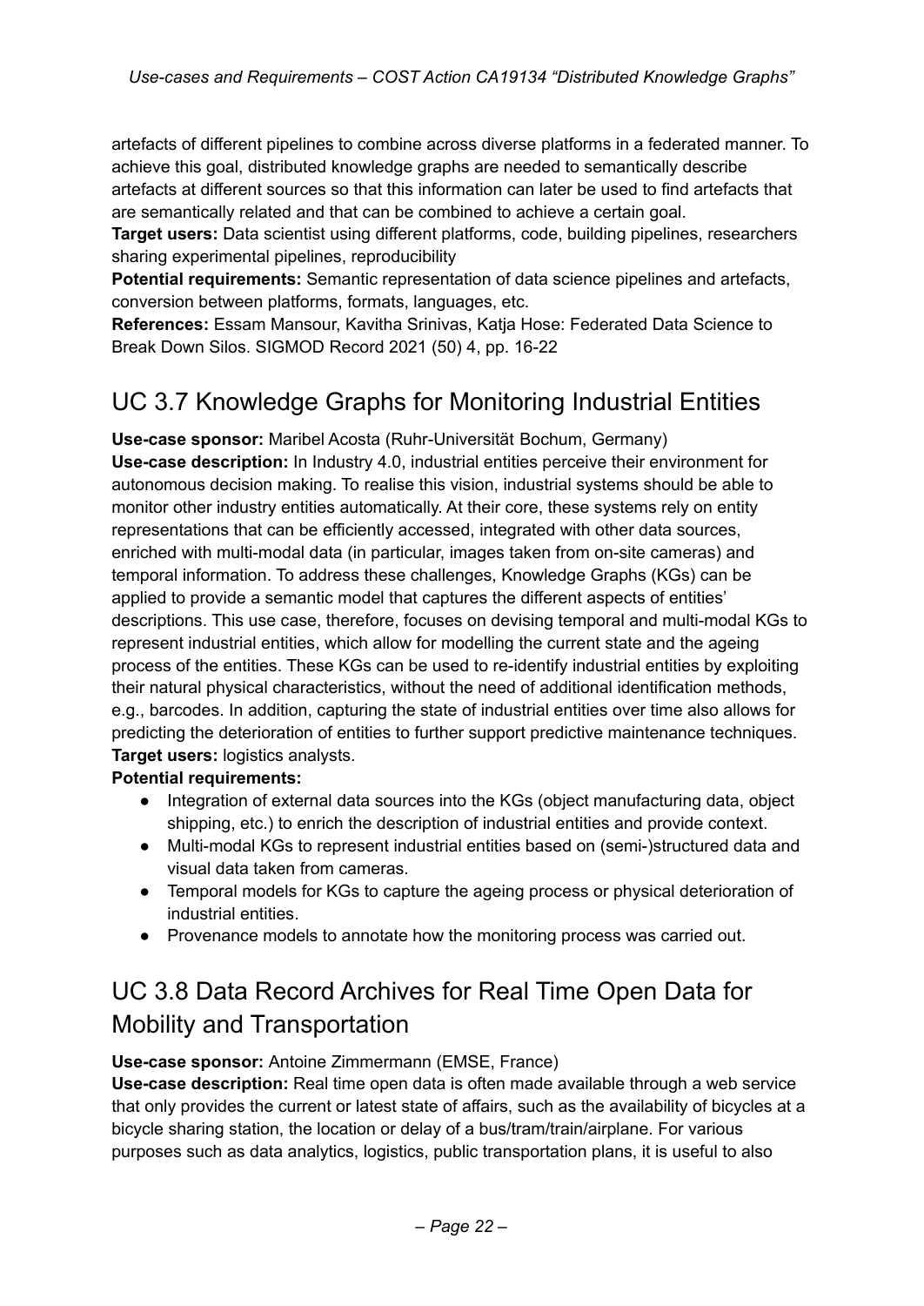artefacts of different pipelines to combine across diverse platforms in a federated manner. To achieve this goal, distributed knowledge graphs are needed to semantically describe artefacts at different sources so that this information can later be used to find artefacts that are semantically related and that can be combined to achieve a certain goal.

**Target users:** Data scientist using different platforms, code, building pipelines, researchers sharing experimental pipelines, reproducibility

**Potential requirements:** Semantic representation of data science pipelines and artefacts, conversion between platforms, formats, languages, etc.

**References:** Essam Mansour, Kavitha Srinivas, Katja Hose: Federated Data Science to Break Down Silos. SIGMOD Record 2021 (50) 4, pp. 16-22

## UC 3.7 Knowledge Graphs for Monitoring Industrial Entities

**Use-case sponsor:** Maribel Acosta (Ruhr-Universität Bochum, Germany)

**Use-case description:** In Industry 4.0, industrial entities perceive their environment for autonomous decision making. To realise this vision, industrial systems should be able to monitor other industry entities automatically. At their core, these systems rely on entity representations that can be efficiently accessed, integrated with other data sources, enriched with multi-modal data (in particular, images taken from on-site cameras) and temporal information. To address these challenges, Knowledge Graphs (KGs) can be applied to provide a semantic model that captures the different aspects of entities' descriptions. This use case, therefore, focuses on devising temporal and multi-modal KGs to represent industrial entities, which allow for modelling the current state and the ageing process of the entities. These KGs can be used to re-identify industrial entities by exploiting their natural physical characteristics, without the need of additional identification methods, e.g., barcodes. In addition, capturing the state of industrial entities over time also allows for predicting the deterioration of entities to further support predictive maintenance techniques.

**Target users:** logistics analysts.

**Potential requirements:**

- Integration of external data sources into the KGs (object manufacturing data, object shipping, etc.) to enrich the description of industrial entities and provide context.
- Multi-modal KGs to represent industrial entities based on (semi-)structured data and visual data taken from cameras.
- Temporal models for KGs to capture the ageing process or physical deterioration of industrial entities.
- Provenance models to annotate how the monitoring process was carried out.

## UC 3.8 Data Record Archives for Real Time Open Data for Mobility and Transportation

**Use-case sponsor:** Antoine Zimmermann (EMSE, France)

**Use-case description:** Real time open data is often made available through a web service that only provides the current or latest state of affairs, such as the availability of bicycles at a bicycle sharing station, the location or delay of a bus/tram/train/airplane. For various purposes such as data analytics, logistics, public transportation plans, it is useful to also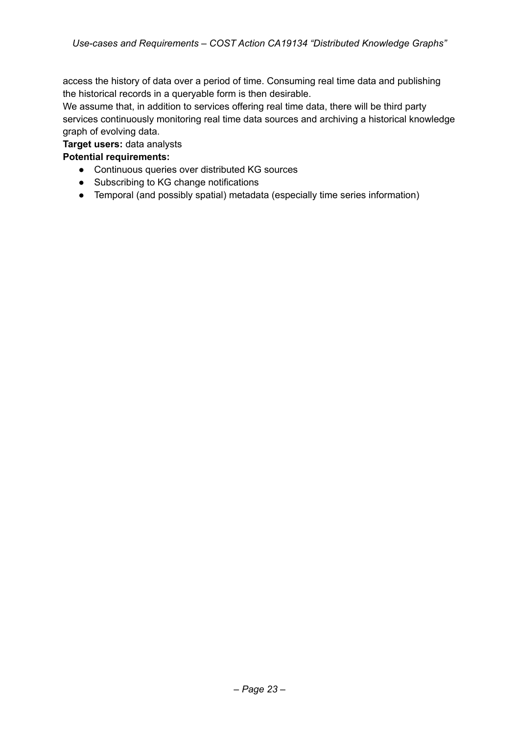access the history of data over a period of time. Consuming real time data and publishing the historical records in a queryable form is then desirable.
We assume that, in addition to services offering real time data, there will be third party services continuously monitoring real time data sources and archiving a historical knowledge graph of evolving data.

**Target users:** data analysts

**Potential requirements:**

- Continuous queries over distributed KG sources
- Subscribing to KG change notifications
- Temporal (and possibly spatial) metadata (especially time series information)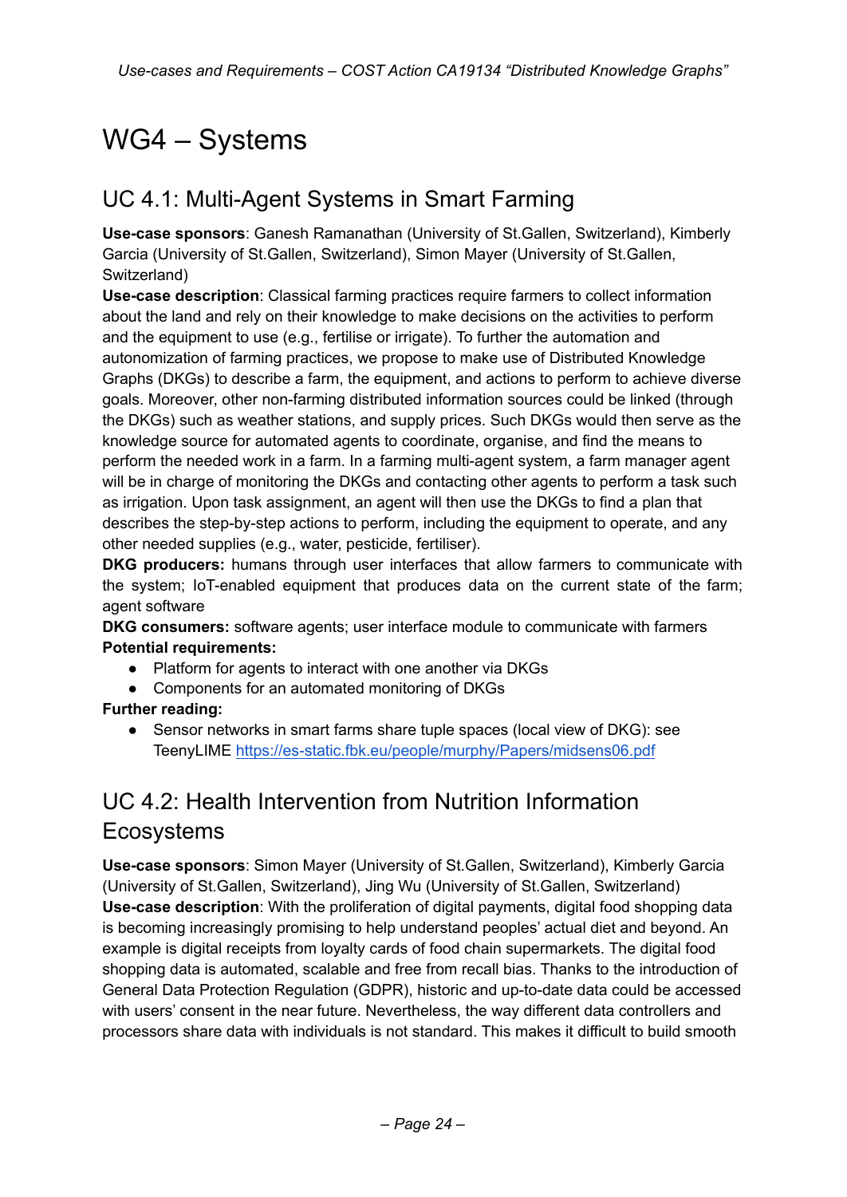# WG4 – Systems

## UC 4.1: Multi-Agent Systems in Smart Farming

**Use-case sponsors**: Ganesh Ramanathan (University of St.Gallen, Switzerland), Kimberly Garcia (University of St.Gallen, Switzerland), Simon Mayer (University of St.Gallen, Switzerland)

**Use-case description**: Classical farming practices require farmers to collect information about the land and rely on their knowledge to make decisions on the activities to perform and the equipment to use (e.g., fertilise or irrigate). To further the automation and autonomization of farming practices, we propose to make use of Distributed Knowledge Graphs (DKGs) to describe a farm, the equipment, and actions to perform to achieve diverse goals. Moreover, other non-farming distributed information sources could be linked (through the DKGs) such as weather stations, and supply prices. Such DKGs would then serve as the knowledge source for automated agents to coordinate, organise, and find the means to perform the needed work in a farm. In a farming multi-agent system, a farm manager agent will be in charge of monitoring the DKGs and contacting other agents to perform a task such as irrigation. Upon task assignment, an agent will then use the DKGs to find a plan that describes the step-by-step actions to perform, including the equipment to operate, and any other needed supplies (e.g., water, pesticide, fertiliser).

**DKG producers:** humans through user interfaces that allow farmers to communicate with the system; IoT-enabled equipment that produces data on the current state of the farm; agent software

**DKG consumers:** software agents; user interface module to communicate with farmers

**Potential requirements:**

- Platform for agents to interact with one another via DKGs
- Components for an automated monitoring of DKGs

**Further reading:**

- Sensor networks in smart farms share tuple spaces (local view of DKG): see TeenyLIME https://es-static.fbk.eu/people/murphy/Papers/midsens06.pdf

## UC 4.2: Health Intervention from Nutrition Information Ecosystems

**Use-case sponsors**: Simon Mayer (University of St.Gallen, Switzerland), Kimberly Garcia (University of St.Gallen, Switzerland), Jing Wu (University of St.Gallen, Switzerland)

**Use-case description**: With the proliferation of digital payments, digital food shopping data is becoming increasingly promising to help understand peoples' actual diet and beyond. An example is digital receipts from loyalty cards of food chain supermarkets. The digital food shopping data is automated, scalable and free from recall bias. Thanks to the introduction of General Data Protection Regulation (GDPR), historic and up-to-date data could be accessed with users' consent in the near future. Nevertheless, the way different data controllers and processors share data with individuals is not standard. This makes it difficult to build smooth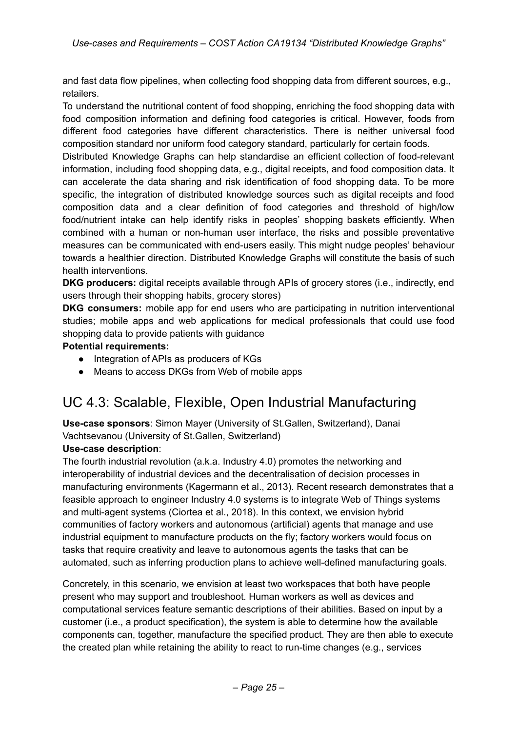and fast data flow pipelines, when collecting food shopping data from different sources, e.g., retailers.

To understand the nutritional content of food shopping, enriching the food shopping data with food composition information and defining food categories is critical. However, foods from different food categories have different characteristics. There is neither universal food composition standard nor uniform food category standard, particularly for certain foods.

Distributed Knowledge Graphs can help standardise an efficient collection of food-relevant information, including food shopping data, e.g., digital receipts, and food composition data. It can accelerate the data sharing and risk identification of food shopping data. To be more specific, the integration of distributed knowledge sources such as digital receipts and food composition data and a clear definition of food categories and threshold of high/low food/nutrient intake can help identify risks in peoples' shopping baskets efficiently. When combined with a human or non-human user interface, the risks and possible preventative measures can be communicated with end-users easily. This might nudge peoples' behaviour towards a healthier direction. Distributed Knowledge Graphs will constitute the basis of such health interventions.

**DKG producers:** digital receipts available through APIs of grocery stores (i.e., indirectly, end users through their shopping habits, grocery stores)

**DKG consumers:** mobile app for end users who are participating in nutrition interventional studies; mobile apps and web applications for medical professionals that could use food shopping data to provide patients with guidance

**Potential requirements:**

- Integration of APIs as producers of KGs
- Means to access DKGs from Web of mobile apps

## UC 4.3: Scalable, Flexible, Open Industrial Manufacturing

**Use-case sponsors**: Simon Mayer (University of St.Gallen, Switzerland), Danai Vachtsevanou (University of St.Gallen, Switzerland)

**Use-case description**:

The fourth industrial revolution (a.k.a. Industry 4.0) promotes the networking and interoperability of industrial devices and the decentralisation of decision processes in manufacturing environments (Kagermann et al., 2013). Recent research demonstrates that a feasible approach to engineer Industry 4.0 systems is to integrate Web of Things systems and multi-agent systems (Ciortea et al., 2018). In this context, we envision hybrid communities of factory workers and autonomous (artificial) agents that manage and use industrial equipment to manufacture products on the fly; factory workers would focus on tasks that require creativity and leave to autonomous agents the tasks that can be automated, such as inferring production plans to achieve well-defined manufacturing goals.

Concretely, in this scenario, we envision at least two workspaces that both have people present who may support and troubleshoot. Human workers as well as devices and computational services feature semantic descriptions of their abilities. Based on input by a customer (i.e., a product specification), the system is able to determine how the available components can, together, manufacture the specified product. They are then able to execute the created plan while retaining the ability to react to run-time changes (e.g., services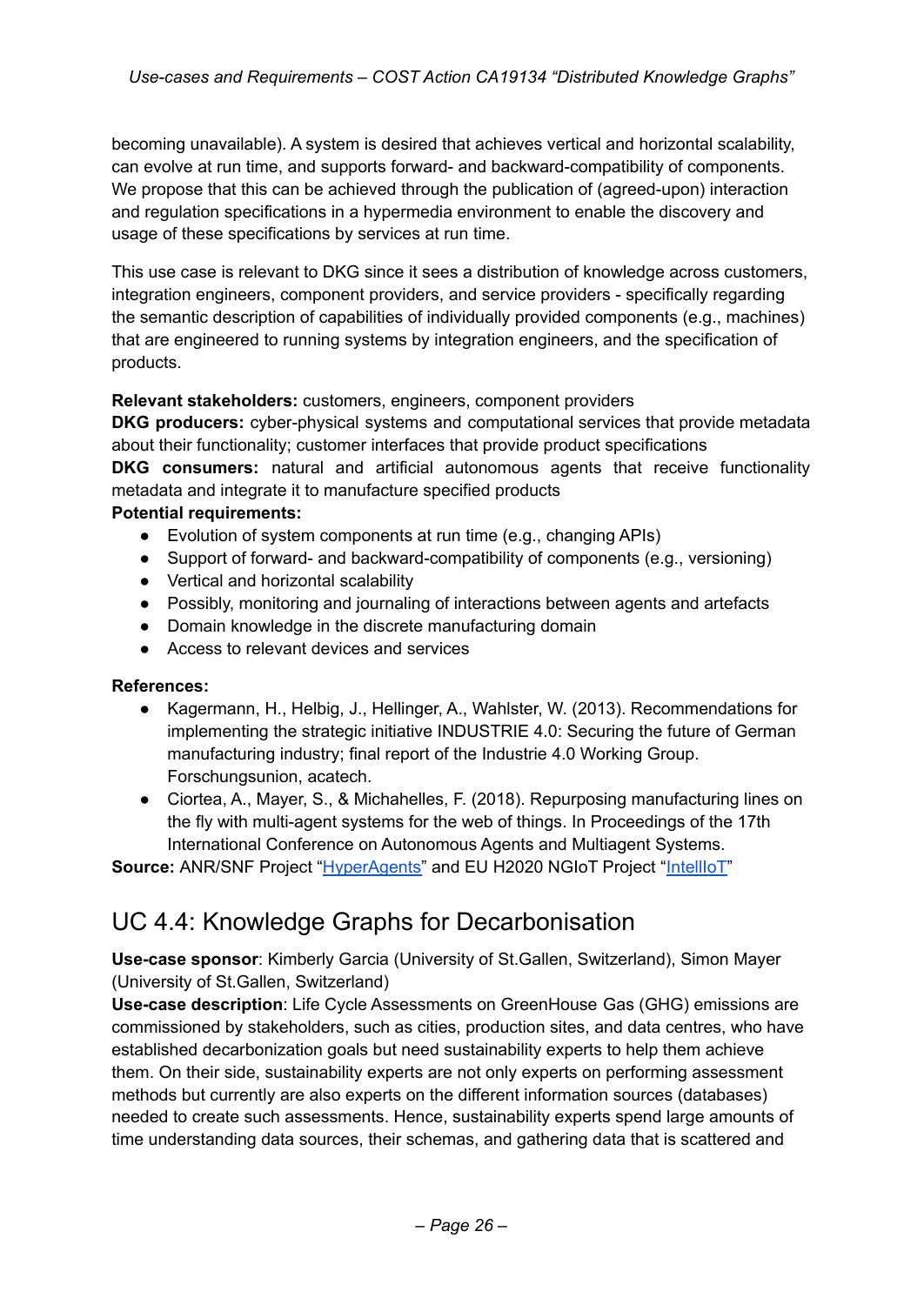becoming unavailable). A system is desired that achieves vertical and horizontal scalability, can evolve at run time, and supports forward- and backward-compatibility of components. We propose that this can be achieved through the publication of (agreed-upon) interaction and regulation specifications in a hypermedia environment to enable the discovery and usage of these specifications by services at run time.

This use case is relevant to DKG since it sees a distribution of knowledge across customers, integration engineers, component providers, and service providers - specifically regarding the semantic description of capabilities of individually provided components (e.g., machines) that are engineered to running systems by integration engineers, and the specification of products.

**Relevant stakeholders:** customers, engineers, component providers
**DKG producers:** cyber-physical systems and computational services that provide metadata about their functionality; customer interfaces that provide product specifications
**DKG consumers:** natural and artificial autonomous agents that receive functionality metadata and integrate it to manufacture specified products
**Potential requirements:**

- Evolution of system components at run time (e.g., changing APIs)
- Support of forward- and backward-compatibility of components (e.g., versioning)
- Vertical and horizontal scalability
- Possibly, monitoring and journaling of interactions between agents and artefacts
- Domain knowledge in the discrete manufacturing domain
- Access to relevant devices and services

**References:**

- Kagermann, H., Helbig, J., Hellinger, A., Wahlster, W. (2013). Recommendations for implementing the strategic initiative INDUSTRIE 4.0: Securing the future of German manufacturing industry; final report of the Industrie 4.0 Working Group. Forschungsunion, acatech.
- Ciortea, A., Mayer, S., & Michahelles, F. (2018). Repurposing manufacturing lines on the fly with multi-agent systems for the web of things. In Proceedings of the 17th International Conference on Autonomous Agents and Multiagent Systems.

**Source:** ANR/SNF Project "HyperAgents" and EU H2020 NGIoT Project "IntellIoT"

## UC 4.4: Knowledge Graphs for Decarbonisation

**Use-case sponsor**: Kimberly Garcia (University of St.Gallen, Switzerland), Simon Mayer (University of St.Gallen, Switzerland)
**Use-case description**: Life Cycle Assessments on GreenHouse Gas (GHG) emissions are commissioned by stakeholders, such as cities, production sites, and data centres, who have established decarbonization goals but need sustainability experts to help them achieve them. On their side, sustainability experts are not only experts on performing assessment methods but currently are also experts on the different information sources (databases) needed to create such assessments. Hence, sustainability experts spend large amounts of time understanding data sources, their schemas, and gathering data that is scattered and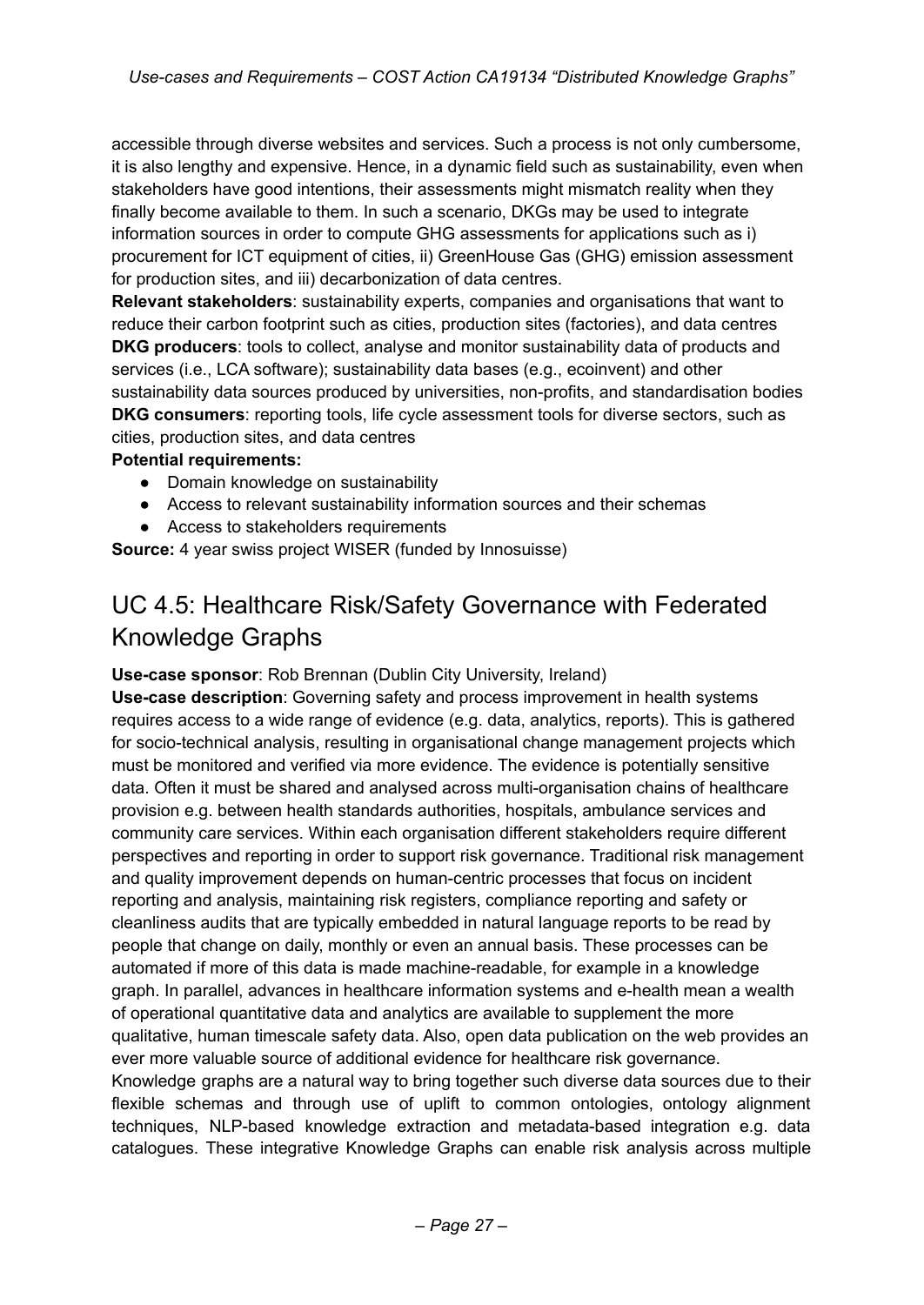accessible through diverse websites and services. Such a process is not only cumbersome, it is also lengthy and expensive. Hence, in a dynamic field such as sustainability, even when stakeholders have good intentions, their assessments might mismatch reality when they finally become available to them. In such a scenario, DKGs may be used to integrate information sources in order to compute GHG assessments for applications such as i) procurement for ICT equipment of cities, ii) GreenHouse Gas (GHG) emission assessment for production sites, and iii) decarbonization of data centres.

**Relevant stakeholders**: sustainability experts, companies and organisations that want to reduce their carbon footprint such as cities, production sites (factories), and data centres

**DKG producers**: tools to collect, analyse and monitor sustainability data of products and services (i.e., LCA software); sustainability data bases (e.g., ecoinvent) and other sustainability data sources produced by universities, non-profits, and standardisation bodies

**DKG consumers**: reporting tools, life cycle assessment tools for diverse sectors, such as cities, production sites, and data centres

**Potential requirements:**

- Domain knowledge on sustainability
- Access to relevant sustainability information sources and their schemas
- Access to stakeholders requirements

**Source:** 4 year swiss project WISER (funded by Innosuisse)

## UC 4.5: Healthcare Risk/Safety Governance with Federated Knowledge Graphs

**Use-case sponsor**: Rob Brennan (Dublin City University, Ireland)

**Use-case description**: Governing safety and process improvement in health systems requires access to a wide range of evidence (e.g. data, analytics, reports). This is gathered for socio-technical analysis, resulting in organisational change management projects which must be monitored and verified via more evidence. The evidence is potentially sensitive data. Often it must be shared and analysed across multi-organisation chains of healthcare provision e.g. between health standards authorities, hospitals, ambulance services and community care services. Within each organisation different stakeholders require different perspectives and reporting in order to support risk governance. Traditional risk management and quality improvement depends on human-centric processes that focus on incident reporting and analysis, maintaining risk registers, compliance reporting and safety or cleanliness audits that are typically embedded in natural language reports to be read by people that change on daily, monthly or even an annual basis. These processes can be automated if more of this data is made machine-readable, for example in a knowledge graph. In parallel, advances in healthcare information systems and e-health mean a wealth of operational quantitative data and analytics are available to supplement the more qualitative, human timescale safety data. Also, open data publication on the web provides an ever more valuable source of additional evidence for healthcare risk governance. Knowledge graphs are a natural way to bring together such diverse data sources due to their flexible schemas and through use of uplift to common ontologies, ontology alignment techniques, NLP-based knowledge extraction and metadata-based integration e.g. data catalogues. These integrative Knowledge Graphs can enable risk analysis across multiple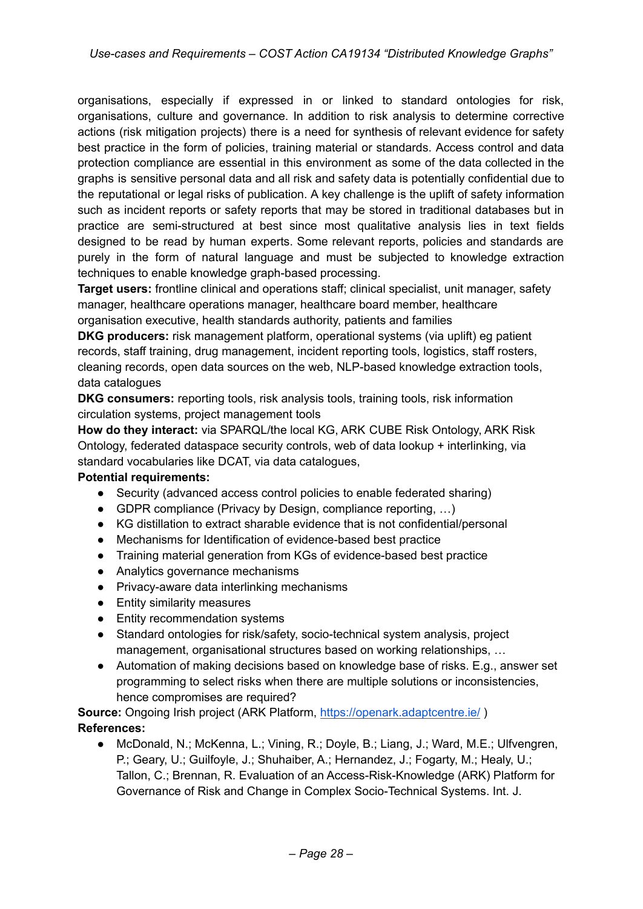organisations, especially if expressed in or linked to standard ontologies for risk, organisations, culture and governance. In addition to risk analysis to determine corrective actions (risk mitigation projects) there is a need for synthesis of relevant evidence for safety best practice in the form of policies, training material or standards. Access control and data protection compliance are essential in this environment as some of the data collected in the graphs is sensitive personal data and all risk and safety data is potentially confidential due to the reputational or legal risks of publication. A key challenge is the uplift of safety information such as incident reports or safety reports that may be stored in traditional databases but in practice are semi-structured at best since most qualitative analysis lies in text fields designed to be read by human experts. Some relevant reports, policies and standards are purely in the form of natural language and must be subjected to knowledge extraction techniques to enable knowledge graph-based processing.

**Target users:** frontline clinical and operations staff; clinical specialist, unit manager, safety manager, healthcare operations manager, healthcare board member, healthcare organisation executive, health standards authority, patients and families

**DKG producers:** risk management platform, operational systems (via uplift) eg patient records, staff training, drug management, incident reporting tools, logistics, staff rosters, cleaning records, open data sources on the web, NLP-based knowledge extraction tools, data catalogues

**DKG consumers:** reporting tools, risk analysis tools, training tools, risk information circulation systems, project management tools

**How do they interact:** via SPARQL/the local KG, ARK CUBE Risk Ontology, ARK Risk Ontology, federated dataspace security controls, web of data lookup + interlinking, via standard vocabularies like DCAT, via data catalogues,

**Potential requirements:**

- Security (advanced access control policies to enable federated sharing)
- GDPR compliance (Privacy by Design, compliance reporting, …)
- KG distillation to extract sharable evidence that is not confidential/personal
- Mechanisms for Identification of evidence-based best practice
- Training material generation from KGs of evidence-based best practice
- Analytics governance mechanisms
- Privacy-aware data interlinking mechanisms
- Entity similarity measures
- Entity recommendation systems
- Standard ontologies for risk/safety, socio-technical system analysis, project management, organisational structures based on working relationships, …
- Automation of making decisions based on knowledge base of risks. E.g., answer set programming to select risks when there are multiple solutions or inconsistencies, hence compromises are required?

**Source:** Ongoing Irish project (ARK Platform, https://openark.adaptcentre.ie/ )

**References:**

- McDonald, N.; McKenna, L.; Vining, R.; Doyle, B.; Liang, J.; Ward, M.E.; Ulfvengren, P.; Geary, U.; Guilfoyle, J.; Shuhaiber, A.; Hernandez, J.; Fogarty, M.; Healy, U.; Tallon, C.; Brennan, R. Evaluation of an Access-Risk-Knowledge (ARK) Platform for Governance of Risk and Change in Complex Socio-Technical Systems. Int. J.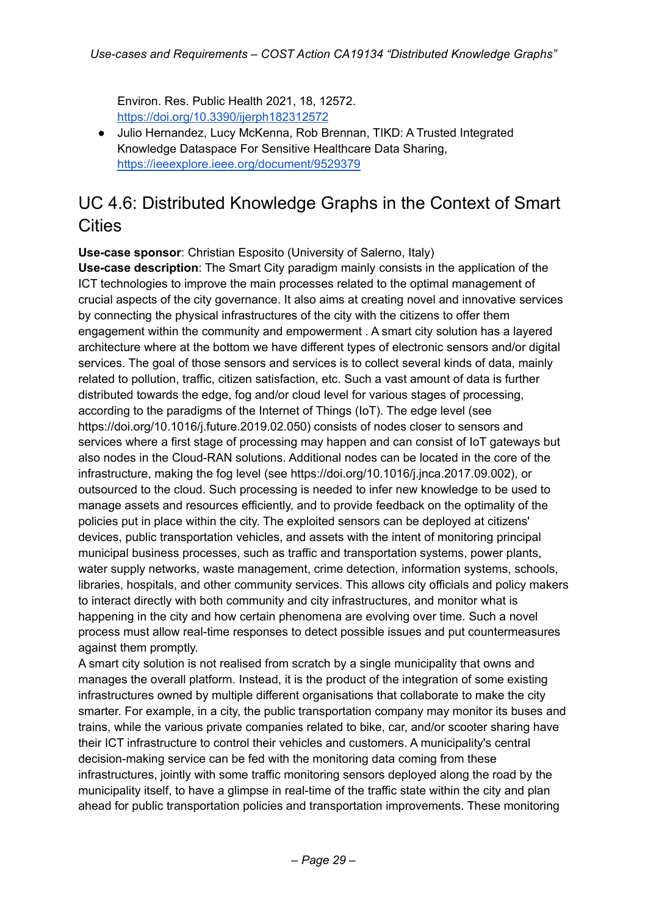Environ. Res. Public Health 2021, 18, 12572. https://doi.org/10.3390/ijerph182312572

- Julio Hernandez, Lucy McKenna, Rob Brennan, TIKD: A Trusted Integrated Knowledge Dataspace For Sensitive Healthcare Data Sharing, https://ieeexplore.ieee.org/document/9529379

## UC 4.6: Distributed Knowledge Graphs in the Context of Smart Cities

**Use-case sponsor**: Christian Esposito (University of Salerno, Italy)

**Use-case description**: The Smart City paradigm mainly consists in the application of the ICT technologies to improve the main processes related to the optimal management of crucial aspects of the city governance. It also aims at creating novel and innovative services by connecting the physical infrastructures of the city with the citizens to offer them engagement within the community and empowerment . A smart city solution has a layered architecture where at the bottom we have different types of electronic sensors and/or digital services. The goal of those sensors and services is to collect several kinds of data, mainly related to pollution, traffic, citizen satisfaction, etc. Such a vast amount of data is further distributed towards the edge, fog and/or cloud level for various stages of processing, according to the paradigms of the Internet of Things (IoT). The edge level (see https://doi.org/10.1016/j.future.2019.02.050) consists of nodes closer to sensors and services where a first stage of processing may happen and can consist of IoT gateways but also nodes in the Cloud-RAN solutions. Additional nodes can be located in the core of the infrastructure, making the fog level (see https://doi.org/10.1016/j.jnca.2017.09.002), or outsourced to the cloud. Such processing is needed to infer new knowledge to be used to manage assets and resources efficiently, and to provide feedback on the optimality of the policies put in place within the city. The exploited sensors can be deployed at citizens' devices, public transportation vehicles, and assets with the intent of monitoring principal municipal business processes, such as traffic and transportation systems, power plants, water supply networks, waste management, crime detection, information systems, schools, libraries, hospitals, and other community services. This allows city officials and policy makers to interact directly with both community and city infrastructures, and monitor what is happening in the city and how certain phenomena are evolving over time. Such a novel process must allow real-time responses to detect possible issues and put countermeasures against them promptly.

A smart city solution is not realised from scratch by a single municipality that owns and manages the overall platform. Instead, it is the product of the integration of some existing infrastructures owned by multiple different organisations that collaborate to make the city smarter. For example, in a city, the public transportation company may monitor its buses and trains, while the various private companies related to bike, car, and/or scooter sharing have their ICT infrastructure to control their vehicles and customers. A municipality's central decision-making service can be fed with the monitoring data coming from these infrastructures, jointly with some traffic monitoring sensors deployed along the road by the municipality itself, to have a glimpse in real-time of the traffic state within the city and plan ahead for public transportation policies and transportation improvements. These monitoring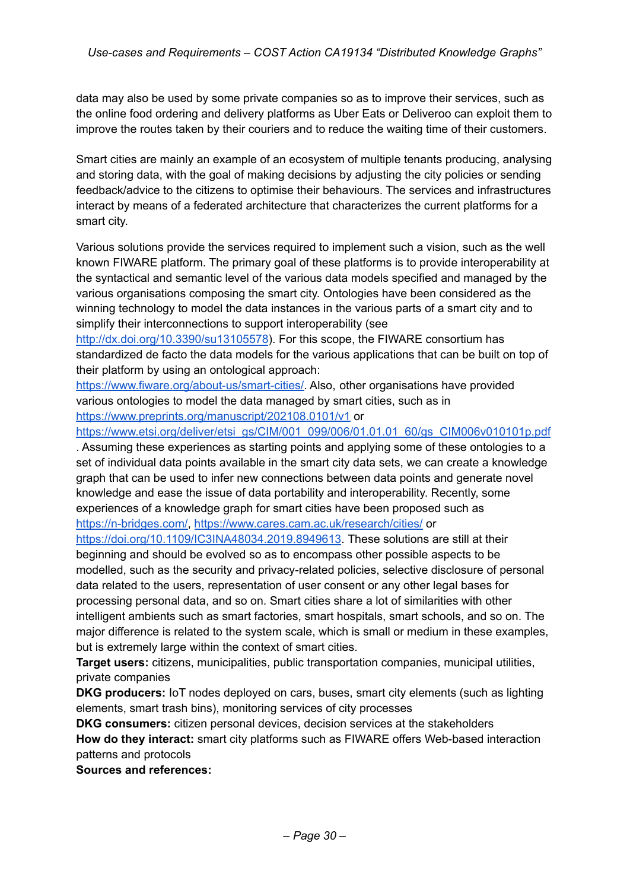data may also be used by some private companies so as to improve their services, such as the online food ordering and delivery platforms as Uber Eats or Deliveroo can exploit them to improve the routes taken by their couriers and to reduce the waiting time of their customers.

Smart cities are mainly an example of an ecosystem of multiple tenants producing, analysing and storing data, with the goal of making decisions by adjusting the city policies or sending feedback/advice to the citizens to optimise their behaviours. The services and infrastructures interact by means of a federated architecture that characterizes the current platforms for a smart city.

Various solutions provide the services required to implement such a vision, such as the well known FIWARE platform. The primary goal of these platforms is to provide interoperability at the syntactical and semantic level of the various data models specified and managed by the various organisations composing the smart city. Ontologies have been considered as the winning technology to model the data instances in the various parts of a smart city and to simplify their interconnections to support interoperability (see http://dx.doi.org/10.3390/su13105578). For this scope, the FIWARE consortium has standardized de facto the data models for the various applications that can be built on top of their platform by using an ontological approach: https://www.fiware.org/about-us/smart-cities/. Also, other organisations have provided various ontologies to model the data managed by smart cities, such as in https://www.preprints.org/manuscript/202108.0101/v1 or https://www.etsi.org/deliver/etsi_gs/CIM/001_099/006/01.01.01_60/gs_CIM006v010101p.pdf. Assuming these experiences as starting points and applying some of these ontologies to a set of individual data points available in the smart city data sets, we can create a knowledge graph that can be used to infer new connections between data points and generate novel knowledge and ease the issue of data portability and interoperability. Recently, some experiences of a knowledge graph for smart cities have been proposed such as https://n-bridges.com/, https://www.cares.cam.ac.uk/research/cities/ or https://doi.org/10.1109/IC3INA48034.2019.8949613. These solutions are still at their beginning and should be evolved so as to encompass other possible aspects to be modelled, such as the security and privacy-related policies, selective disclosure of personal data related to the users, representation of user consent or any other legal bases for processing personal data, and so on. Smart cities share a lot of similarities with other intelligent ambients such as smart factories, smart hospitals, smart schools, and so on. The major difference is related to the system scale, which is small or medium in these examples, but is extremely large within the context of smart cities.

**Target users:** citizens, municipalities, public transportation companies, municipal utilities, private companies

**DKG producers:** IoT nodes deployed on cars, buses, smart city elements (such as lighting elements, smart trash bins), monitoring services of city processes

**DKG consumers:** citizen personal devices, decision services at the stakeholders

**How do they interact:** smart city platforms such as FIWARE offers Web-based interaction patterns and protocols

**Sources and references:**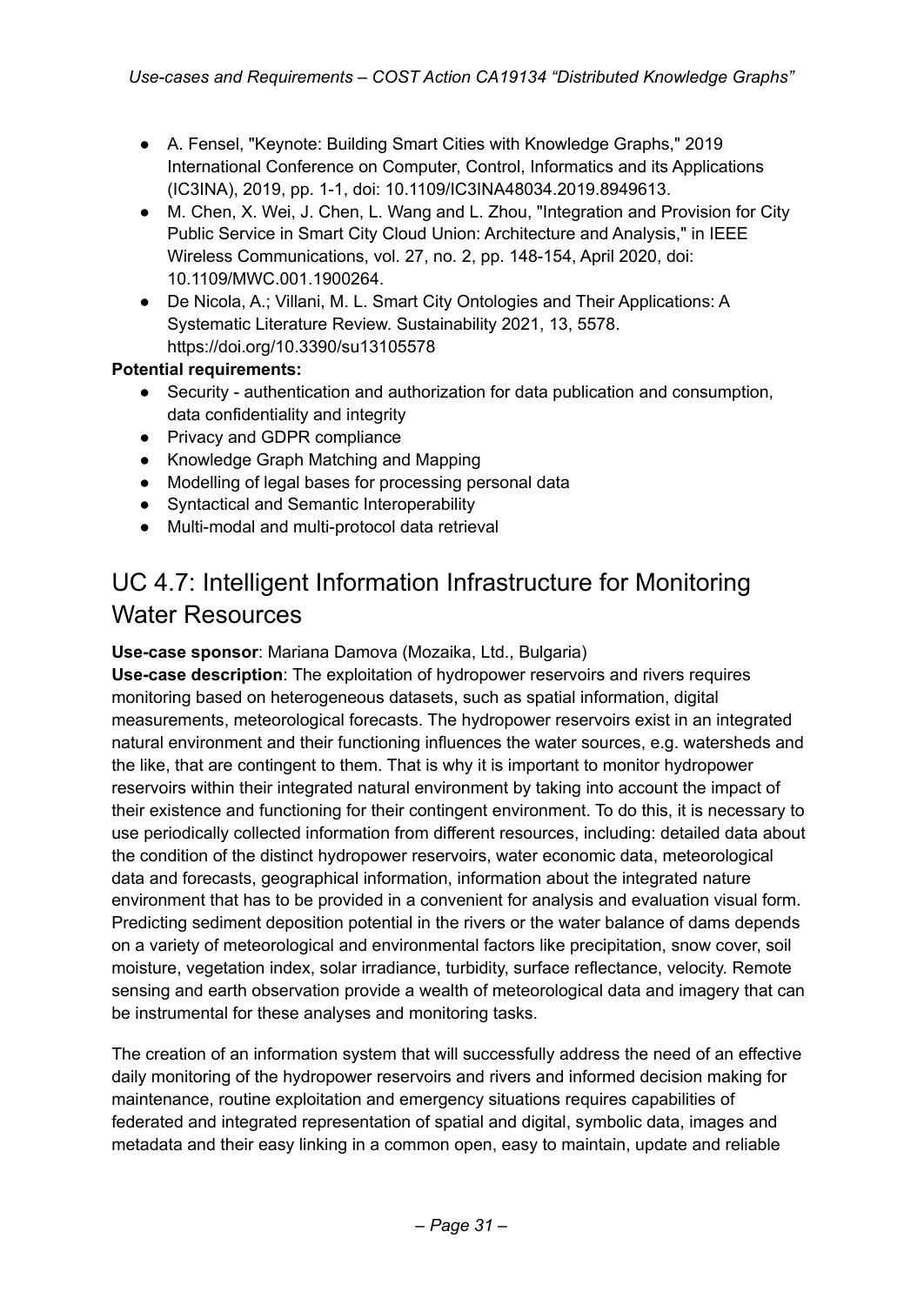- A. Fensel, "Keynote: Building Smart Cities with Knowledge Graphs," 2019 International Conference on Computer, Control, Informatics and its Applications (IC3INA), 2019, pp. 1-1, doi: 10.1109/IC3INA48034.2019.8949613.
- M. Chen, X. Wei, J. Chen, L. Wang and L. Zhou, "Integration and Provision for City Public Service in Smart City Cloud Union: Architecture and Analysis," in IEEE Wireless Communications, vol. 27, no. 2, pp. 148-154, April 2020, doi: 10.1109/MWC.001.1900264.
- De Nicola, A.; Villani, M. L. Smart City Ontologies and Their Applications: A Systematic Literature Review. Sustainability 2021, 13, 5578. https://doi.org/10.3390/su13105578

**Potential requirements:**

- Security - authentication and authorization for data publication and consumption, data confidentiality and integrity
- Privacy and GDPR compliance
- Knowledge Graph Matching and Mapping
- Modelling of legal bases for processing personal data
- Syntactical and Semantic Interoperability
- Multi-modal and multi-protocol data retrieval

## UC 4.7: Intelligent Information Infrastructure for Monitoring Water Resources

**Use-case sponsor**: Mariana Damova (Mozaika, Ltd., Bulgaria)

**Use-case description**: The exploitation of hydropower reservoirs and rivers requires monitoring based on heterogeneous datasets, such as spatial information, digital measurements, meteorological forecasts. The hydropower reservoirs exist in an integrated natural environment and their functioning influences the water sources, e.g. watersheds and the like, that are contingent to them. That is why it is important to monitor hydropower reservoirs within their integrated natural environment by taking into account the impact of their existence and functioning for their contingent environment. To do this, it is necessary to use periodically collected information from different resources, including: detailed data about the condition of the distinct hydropower reservoirs, water economic data, meteorological data and forecasts, geographical information, information about the integrated nature environment that has to be provided in a convenient for analysis and evaluation visual form. Predicting sediment deposition potential in the rivers or the water balance of dams depends on a variety of meteorological and environmental factors like precipitation, snow cover, soil moisture, vegetation index, solar irradiance, turbidity, surface reflectance, velocity. Remote sensing and earth observation provide a wealth of meteorological data and imagery that can be instrumental for these analyses and monitoring tasks.

The creation of an information system that will successfully address the need of an effective daily monitoring of the hydropower reservoirs and rivers and informed decision making for maintenance, routine exploitation and emergency situations requires capabilities of federated and integrated representation of spatial and digital, symbolic data, images and metadata and their easy linking in a common open, easy to maintain, update and reliable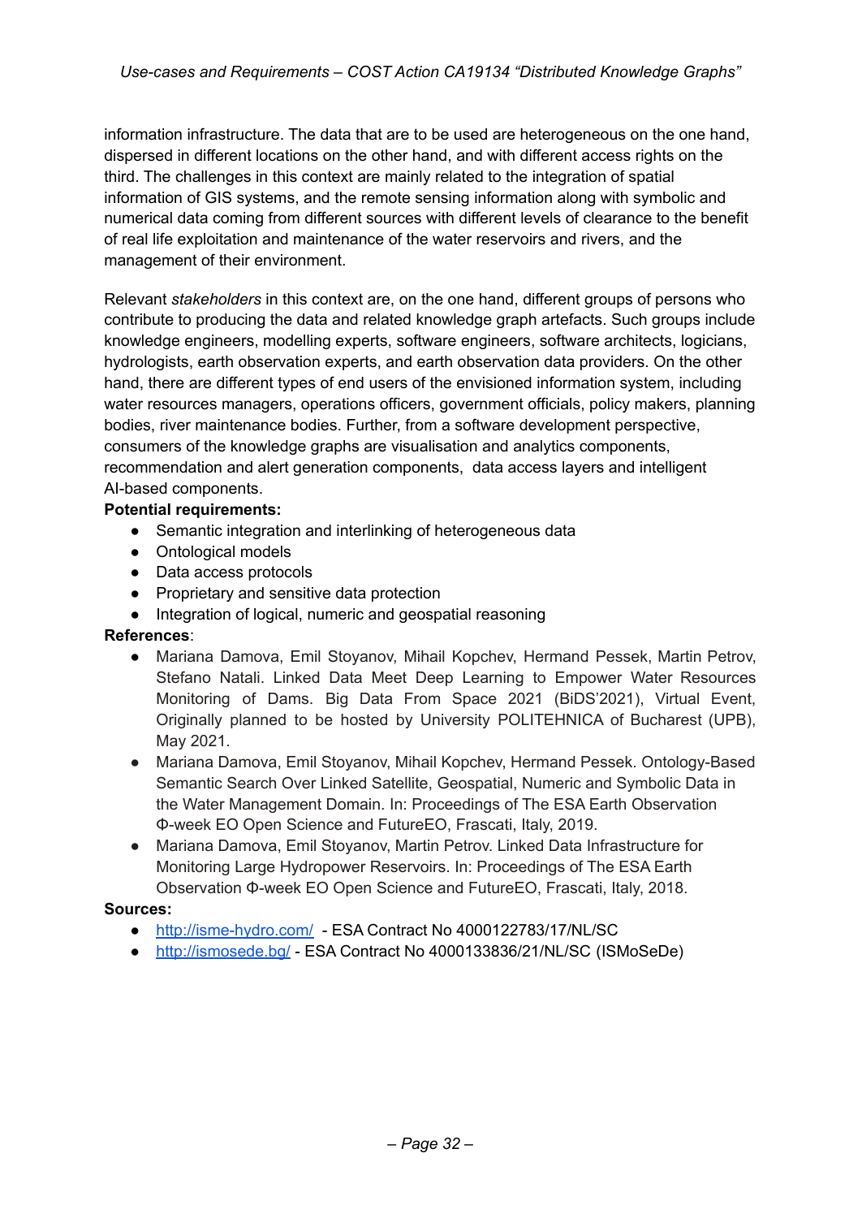information infrastructure. The data that are to be used are heterogeneous on the one hand, dispersed in different locations on the other hand, and with different access rights on the third. The challenges in this context are mainly related to the integration of spatial information of GIS systems, and the remote sensing information along with symbolic and numerical data coming from different sources with different levels of clearance to the benefit of real life exploitation and maintenance of the water reservoirs and rivers, and the management of their environment.

Relevant *stakeholders* in this context are, on the one hand, different groups of persons who contribute to producing the data and related knowledge graph artefacts. Such groups include knowledge engineers, modelling experts, software engineers, software architects, logicians, hydrologists, earth observation experts, and earth observation data providers. On the other hand, there are different types of end users of the envisioned information system, including water resources managers, operations officers, government officials, policy makers, planning bodies, river maintenance bodies. Further, from a software development perspective, consumers of the knowledge graphs are visualisation and analytics components, recommendation and alert generation components, data access layers and intelligent AI-based components.

**Potential requirements:**

- Semantic integration and interlinking of heterogeneous data
- Ontological models
- Data access protocols
- Proprietary and sensitive data protection
- Integration of logical, numeric and geospatial reasoning

**References**:

- Mariana Damova, Emil Stoyanov, Mihail Kopchev, Hermand Pessek, Martin Petrov, Stefano Natali. Linked Data Meet Deep Learning to Empower Water Resources Monitoring of Dams. Big Data From Space 2021 (BiDS'2021), Virtual Event, Originally planned to be hosted by University POLITEHNICA of Bucharest (UPB), May 2021.
- Mariana Damova, Emil Stoyanov, Mihail Kopchev, Hermand Pessek. Ontology-Based Semantic Search Over Linked Satellite, Geospatial, Numeric and Symbolic Data in the Water Management Domain. In: Proceedings of The ESA Earth Observation Φ-week EO Open Science and FutureEO, Frascati, Italy, 2019.
- Mariana Damova, Emil Stoyanov, Martin Petrov. Linked Data Infrastructure for Monitoring Large Hydropower Reservoirs. In: Proceedings of The ESA Earth Observation Φ-week EO Open Science and FutureEO, Frascati, Italy, 2018.

**Sources:**

- http://isme-hydro.com/ - ESA Contract No 4000122783/17/NL/SC
- http://ismosede.bg/ - ESA Contract No 4000133836/21/NL/SC (ISMoSeDe)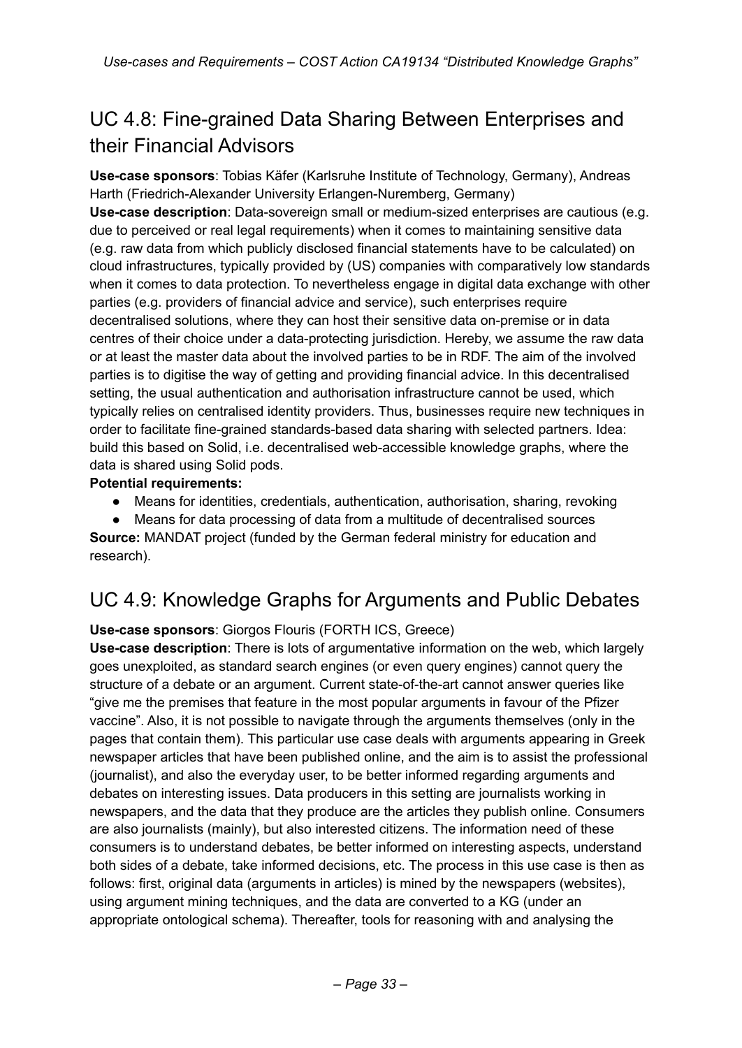## UC 4.8: Fine-grained Data Sharing Between Enterprises and their Financial Advisors

**Use-case sponsors**: Tobias Käfer (Karlsruhe Institute of Technology, Germany), Andreas Harth (Friedrich-Alexander University Erlangen-Nuremberg, Germany)

**Use-case description**: Data-sovereign small or medium-sized enterprises are cautious (e.g. due to perceived or real legal requirements) when it comes to maintaining sensitive data (e.g. raw data from which publicly disclosed financial statements have to be calculated) on cloud infrastructures, typically provided by (US) companies with comparatively low standards when it comes to data protection. To nevertheless engage in digital data exchange with other parties (e.g. providers of financial advice and service), such enterprises require decentralised solutions, where they can host their sensitive data on-premise or in data centres of their choice under a data-protecting jurisdiction. Hereby, we assume the raw data or at least the master data about the involved parties to be in RDF. The aim of the involved parties is to digitise the way of getting and providing financial advice. In this decentralised setting, the usual authentication and authorisation infrastructure cannot be used, which typically relies on centralised identity providers. Thus, businesses require new techniques in order to facilitate fine-grained standards-based data sharing with selected partners. Idea: build this based on Solid, i.e. decentralised web-accessible knowledge graphs, where the data is shared using Solid pods.

**Potential requirements:**

- Means for identities, credentials, authentication, authorisation, sharing, revoking
- Means for data processing of data from a multitude of decentralised sources

**Source:** MANDAT project (funded by the German federal ministry for education and research).

## UC 4.9: Knowledge Graphs for Arguments and Public Debates

**Use-case sponsors**: Giorgos Flouris (FORTH ICS, Greece)

**Use-case description**: There is lots of argumentative information on the web, which largely goes unexploited, as standard search engines (or even query engines) cannot query the structure of a debate or an argument. Current state-of-the-art cannot answer queries like "give me the premises that feature in the most popular arguments in favour of the Pfizer vaccine". Also, it is not possible to navigate through the arguments themselves (only in the pages that contain them). This particular use case deals with arguments appearing in Greek newspaper articles that have been published online, and the aim is to assist the professional (journalist), and also the everyday user, to be better informed regarding arguments and debates on interesting issues. Data producers in this setting are journalists working in newspapers, and the data that they produce are the articles they publish online. Consumers are also journalists (mainly), but also interested citizens. The information need of these consumers is to understand debates, be better informed on interesting aspects, understand both sides of a debate, take informed decisions, etc. The process in this use case is then as follows: first, original data (arguments in articles) is mined by the newspapers (websites), using argument mining techniques, and the data are converted to a KG (under an appropriate ontological schema). Thereafter, tools for reasoning with and analysing the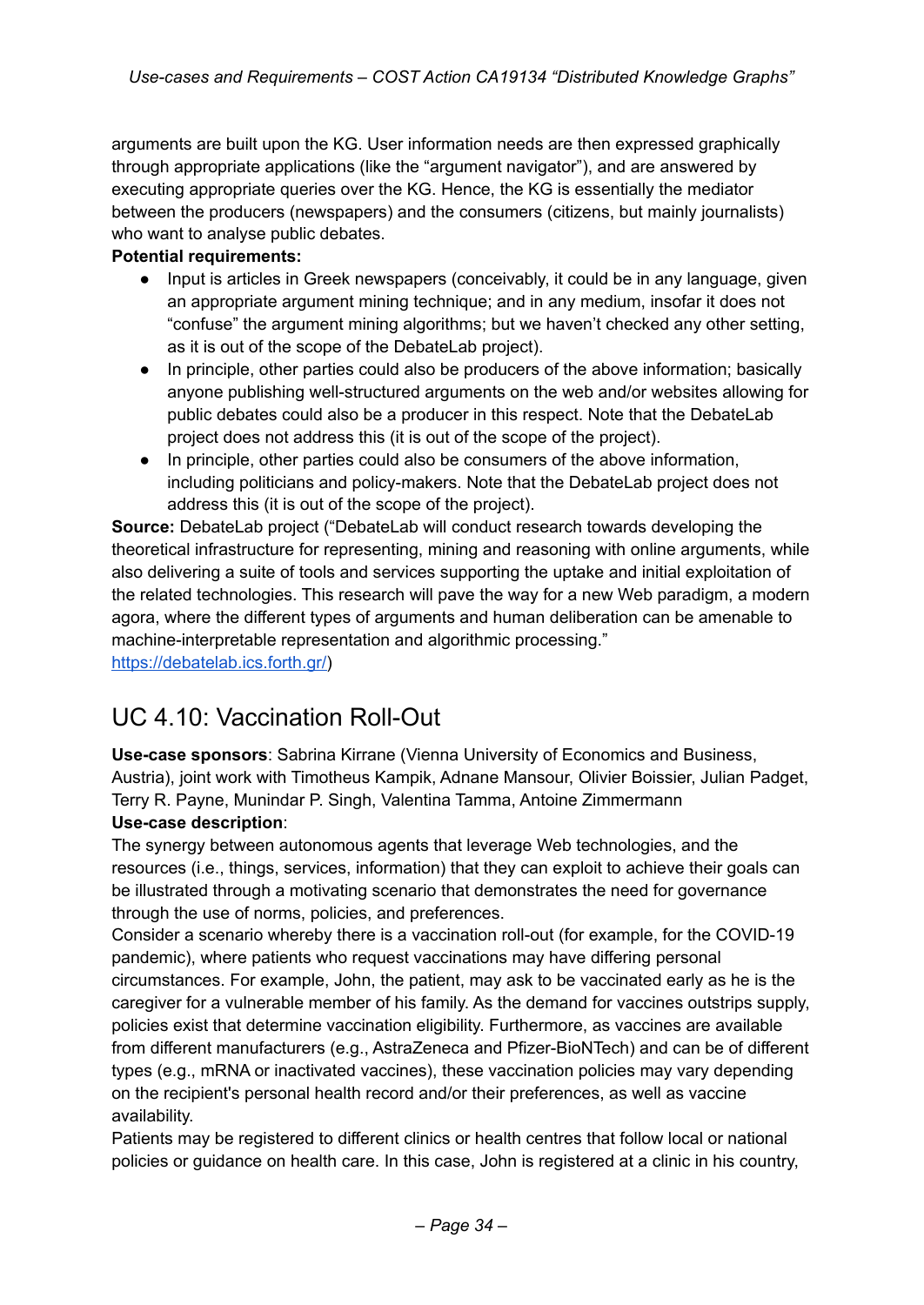arguments are built upon the KG. User information needs are then expressed graphically through appropriate applications (like the "argument navigator"), and are answered by executing appropriate queries over the KG. Hence, the KG is essentially the mediator between the producers (newspapers) and the consumers (citizens, but mainly journalists) who want to analyse public debates.

**Potential requirements:**

- Input is articles in Greek newspapers (conceivably, it could be in any language, given an appropriate argument mining technique; and in any medium, insofar it does not "confuse" the argument mining algorithms; but we haven't checked any other setting, as it is out of the scope of the DebateLab project).
- In principle, other parties could also be producers of the above information; basically anyone publishing well-structured arguments on the web and/or websites allowing for public debates could also be a producer in this respect. Note that the DebateLab project does not address this (it is out of the scope of the project).
- In principle, other parties could also be consumers of the above information, including politicians and policy-makers. Note that the DebateLab project does not address this (it is out of the scope of the project).

**Source:** DebateLab project ("DebateLab will conduct research towards developing the theoretical infrastructure for representing, mining and reasoning with online arguments, while also delivering a suite of tools and services supporting the uptake and initial exploitation of the related technologies. This research will pave the way for a new Web paradigm, a modern agora, where the different types of arguments and human deliberation can be amenable to machine-interpretable representation and algorithmic processing." [https://debatelab.ics.forth.gr/](https://debatelab.ics.forth.gr/))

## UC 4.10: Vaccination Roll-Out

**Use-case sponsors**: Sabrina Kirrane (Vienna University of Economics and Business, Austria), joint work with Timotheus Kampik, Adnane Mansour, Olivier Boissier, Julian Padget, Terry R. Payne, Munindar P. Singh, Valentina Tamma, Antoine Zimmermann

**Use-case description**:

The synergy between autonomous agents that leverage Web technologies, and the resources (i.e., things, services, information) that they can exploit to achieve their goals can be illustrated through a motivating scenario that demonstrates the need for governance through the use of norms, policies, and preferences.

Consider a scenario whereby there is a vaccination roll-out (for example, for the COVID-19 pandemic), where patients who request vaccinations may have differing personal circumstances. For example, John, the patient, may ask to be vaccinated early as he is the caregiver for a vulnerable member of his family. As the demand for vaccines outstrips supply, policies exist that determine vaccination eligibility. Furthermore, as vaccines are available from different manufacturers (e.g., AstraZeneca and Pfizer-BioNTech) and can be of different types (e.g., mRNA or inactivated vaccines), these vaccination policies may vary depending on the recipient's personal health record and/or their preferences, as well as vaccine availability.

Patients may be registered to different clinics or health centres that follow local or national policies or guidance on health care. In this case, John is registered at a clinic in his country,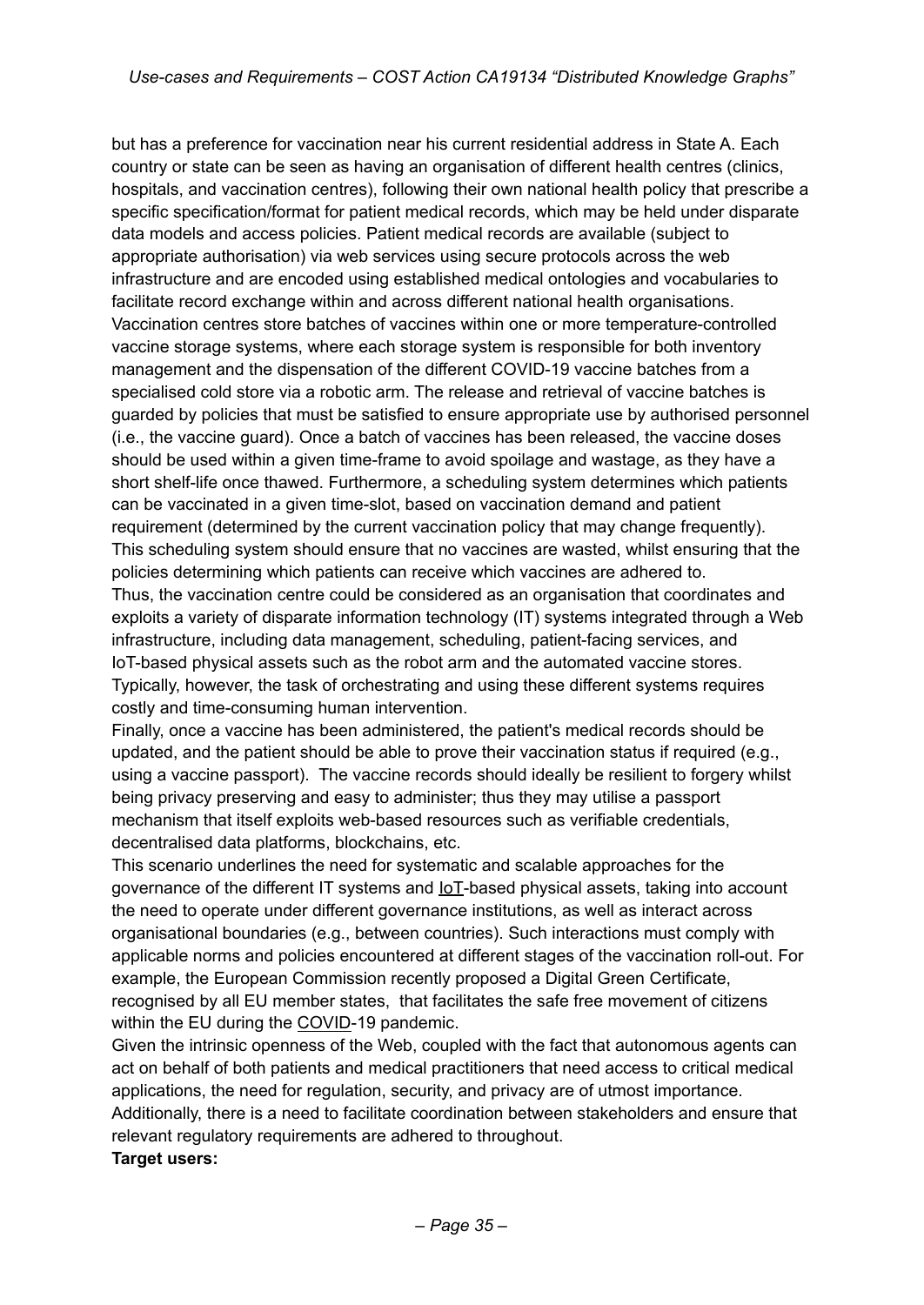but has a preference for vaccination near his current residential address in State A. Each country or state can be seen as having an organisation of different health centres (clinics, hospitals, and vaccination centres), following their own national health policy that prescribe a specific specification/format for patient medical records, which may be held under disparate data models and access policies. Patient medical records are available (subject to appropriate authorisation) via web services using secure protocols across the web infrastructure and are encoded using established medical ontologies and vocabularies to facilitate record exchange within and across different national health organisations.
Vaccination centres store batches of vaccines within one or more temperature-controlled vaccine storage systems, where each storage system is responsible for both inventory management and the dispensation of the different COVID-19 vaccine batches from a specialised cold store via a robotic arm. The release and retrieval of vaccine batches is guarded by policies that must be satisfied to ensure appropriate use by authorised personnel (i.e., the vaccine guard). Once a batch of vaccines has been released, the vaccine doses should be used within a given time-frame to avoid spoilage and wastage, as they have a short shelf-life once thawed. Furthermore, a scheduling system determines which patients can be vaccinated in a given time-slot, based on vaccination demand and patient requirement (determined by the current vaccination policy that may change frequently). This scheduling system should ensure that no vaccines are wasted, whilst ensuring that the policies determining which patients can receive which vaccines are adhered to.
Thus, the vaccination centre could be considered as an organisation that coordinates and exploits a variety of disparate information technology (IT) systems integrated through a Web infrastructure, including data management, scheduling, patient-facing services, and IoT-based physical assets such as the robot arm and the automated vaccine stores. Typically, however, the task of orchestrating and using these different systems requires costly and time-consuming human intervention.
Finally, once a vaccine has been administered, the patient's medical records should be updated, and the patient should be able to prove their vaccination status if required (e.g., using a vaccine passport). The vaccine records should ideally be resilient to forgery whilst being privacy preserving and easy to administer; thus they may utilise a passport mechanism that itself exploits web-based resources such as verifiable credentials, decentralised data platforms, blockchains, etc.
This scenario underlines the need for systematic and scalable approaches for the governance of the different IT systems and IoT-based physical assets, taking into account the need to operate under different governance institutions, as well as interact across organisational boundaries (e.g., between countries). Such interactions must comply with applicable norms and policies encountered at different stages of the vaccination roll-out. For example, the European Commission recently proposed a Digital Green Certificate, recognised by all EU member states, that facilitates the safe free movement of citizens within the EU during the COVID-19 pandemic.
Given the intrinsic openness of the Web, coupled with the fact that autonomous agents can act on behalf of both patients and medical practitioners that need access to critical medical applications, the need for regulation, security, and privacy are of utmost importance. Additionally, there is a need to facilitate coordination between stakeholders and ensure that relevant regulatory requirements are adhered to throughout.

**Target users:**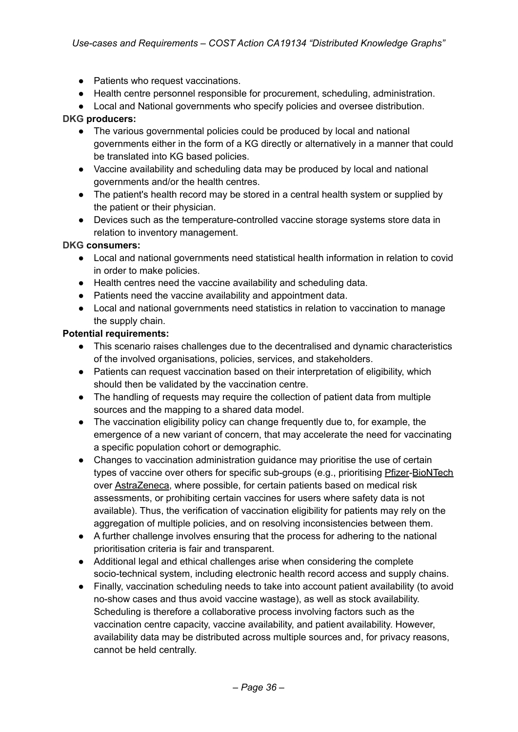- Patients who request vaccinations.
- Health centre personnel responsible for procurement, scheduling, administration.
- Local and National governments who specify policies and oversee distribution.

**DKG producers:**

- The various governmental policies could be produced by local and national governments either in the form of a KG directly or alternatively in a manner that could be translated into KG based policies.
- Vaccine availability and scheduling data may be produced by local and national governments and/or the health centres.
- The patient's health record may be stored in a central health system or supplied by the patient or their physician.
- Devices such as the temperature-controlled vaccine storage systems store data in relation to inventory management.

**DKG consumers:**

- Local and national governments need statistical health information in relation to covid in order to make policies.
- Health centres need the vaccine availability and scheduling data.
- Patients need the vaccine availability and appointment data.
- Local and national governments need statistics in relation to vaccination to manage the supply chain.

**Potential requirements:**

- This scenario raises challenges due to the decentralised and dynamic characteristics of the involved organisations, policies, services, and stakeholders.
- Patients can request vaccination based on their interpretation of eligibility, which should then be validated by the vaccination centre.
- The handling of requests may require the collection of patient data from multiple sources and the mapping to a shared data model.
- The vaccination eligibility policy can change frequently due to, for example, the emergence of a new variant of concern, that may accelerate the need for vaccinating a specific population cohort or demographic.
- Changes to vaccination administration guidance may prioritise the use of certain types of vaccine over others for specific sub-groups (e.g., prioritising Pfizer-BioNTech over AstraZeneca, where possible, for certain patients based on medical risk assessments, or prohibiting certain vaccines for users where safety data is not available). Thus, the verification of vaccination eligibility for patients may rely on the aggregation of multiple policies, and on resolving inconsistencies between them.
- A further challenge involves ensuring that the process for adhering to the national prioritisation criteria is fair and transparent.
- Additional legal and ethical challenges arise when considering the complete socio-technical system, including electronic health record access and supply chains.
- Finally, vaccination scheduling needs to take into account patient availability (to avoid no-show cases and thus avoid vaccine wastage), as well as stock availability. Scheduling is therefore a collaborative process involving factors such as the vaccination centre capacity, vaccine availability, and patient availability. However, availability data may be distributed across multiple sources and, for privacy reasons, cannot be held centrally.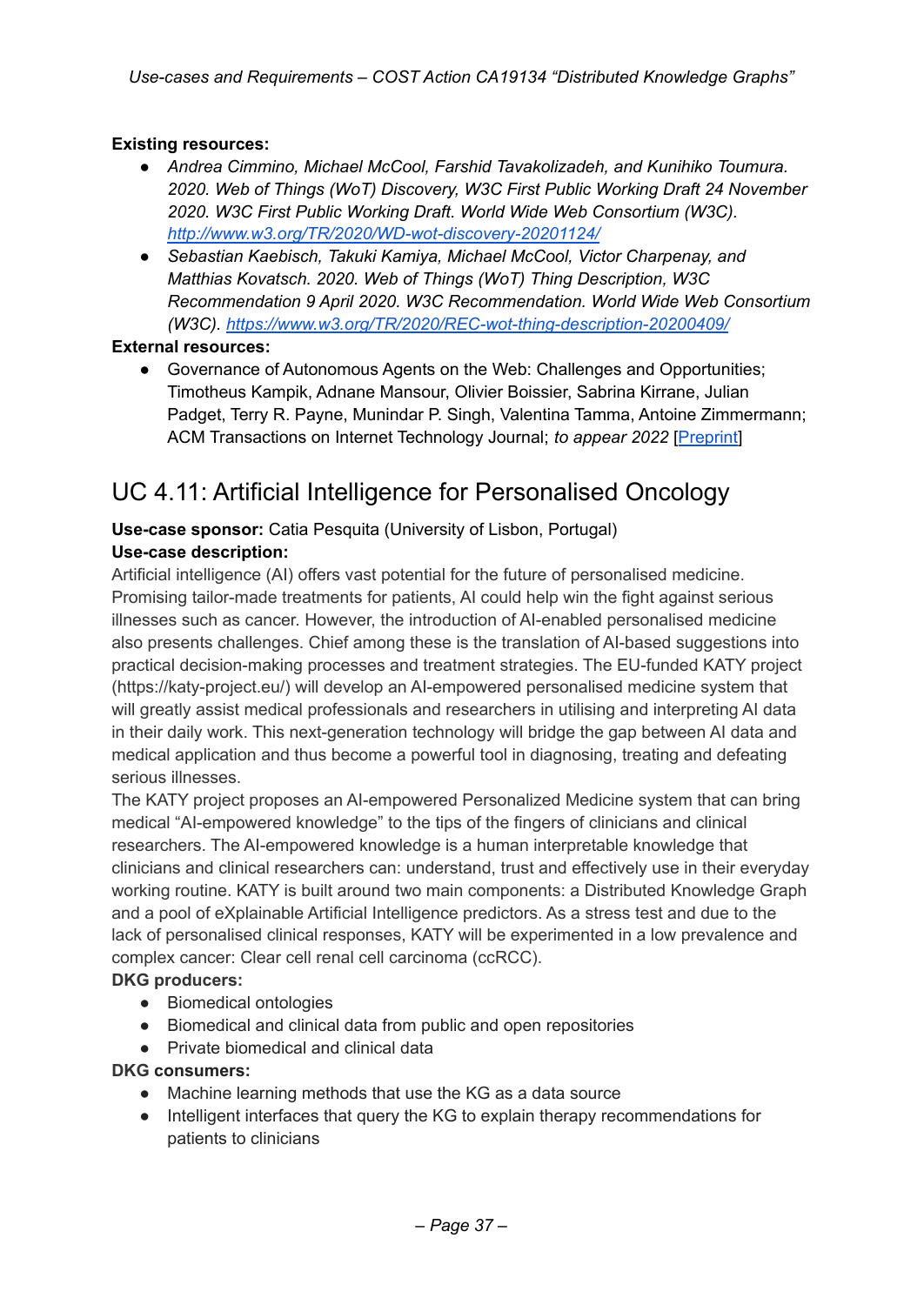**Existing resources:**

- *Andrea Cimmino, Michael McCool, Farshid Tavakolizadeh, and Kunihiko Toumura. 2020. Web of Things (WoT) Discovery, W3C First Public Working Draft 24 November 2020. W3C First Public Working Draft. World Wide Web Consortium (W3C).* [http://www.w3.org/TR/2020/WD-wot-discovery-20201124/](http://www.w3.org/TR/2020/WD-wot-discovery-20201124/)
- *Sebastian Kaebisch, Takuki Kamiya, Michael McCool, Victor Charpenay, and Matthias Kovatsch. 2020. Web of Things (WoT) Thing Description, W3C Recommendation 9 April 2020. W3C Recommendation. World Wide Web Consortium (W3C).* [https://www.w3.org/TR/2020/REC-wot-thing-description-20200409/](https://www.w3.org/TR/2020/REC-wot-thing-description-20200409/)

**External resources:**

- Governance of Autonomous Agents on the Web: Challenges and Opportunities; Timotheus Kampik, Adnane Mansour, Olivier Boissier, Sabrina Kirrane, Julian Padget, Terry R. Payne, Munindar P. Singh, Valentina Tamma, Antoine Zimmermann; ACM Transactions on Internet Technology Journal; *to appear 2022* [Preprint]

## UC 4.11: Artificial Intelligence for Personalised Oncology

**Use-case sponsor:** Catia Pesquita (University of Lisbon, Portugal)

**Use-case description:**

Artificial intelligence (AI) offers vast potential for the future of personalised medicine. Promising tailor-made treatments for patients, AI could help win the fight against serious illnesses such as cancer. However, the introduction of AI-enabled personalised medicine also presents challenges. Chief among these is the translation of AI-based suggestions into practical decision-making processes and treatment strategies. The EU-funded KATY project (https://katy-project.eu/) will develop an AI-empowered personalised medicine system that will greatly assist medical professionals and researchers in utilising and interpreting AI data in their daily work. This next-generation technology will bridge the gap between AI data and medical application and thus become a powerful tool in diagnosing, treating and defeating serious illnesses.

The KATY project proposes an AI-empowered Personalized Medicine system that can bring medical "AI-empowered knowledge" to the tips of the fingers of clinicians and clinical researchers. The AI-empowered knowledge is a human interpretable knowledge that clinicians and clinical researchers can: understand, trust and effectively use in their everyday working routine. KATY is built around two main components: a Distributed Knowledge Graph and a pool of eXplainable Artificial Intelligence predictors. As a stress test and due to the lack of personalised clinical responses, KATY will be experimented in a low prevalence and complex cancer: Clear cell renal cell carcinoma (ccRCC).

**DKG producers:**

- Biomedical ontologies
- Biomedical and clinical data from public and open repositories
- Private biomedical and clinical data

**DKG consumers:**

- Machine learning methods that use the KG as a data source
- Intelligent interfaces that query the KG to explain therapy recommendations for patients to clinicians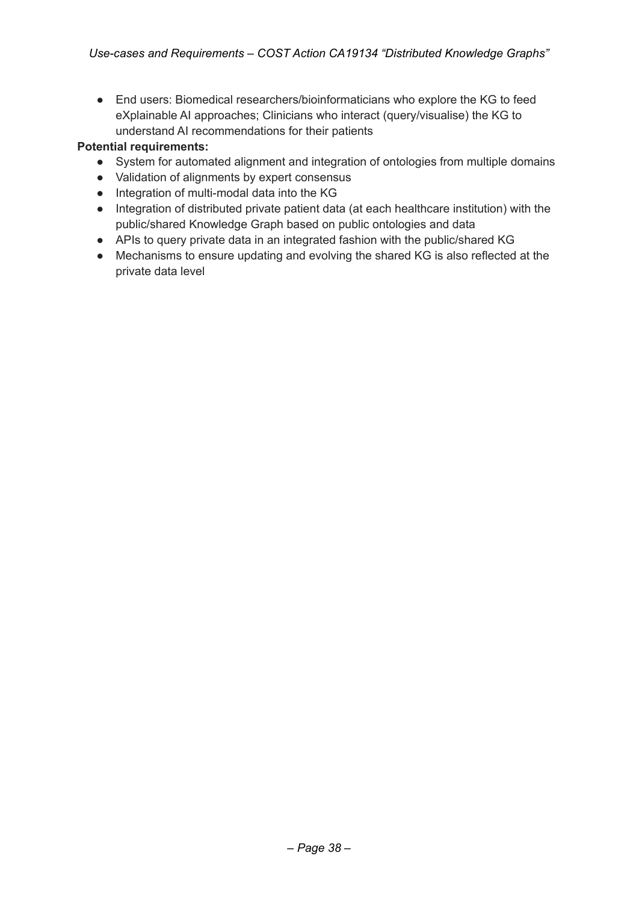- End users: Biomedical researchers/bioinformaticians who explore the KG to feed eXplainable AI approaches; Clinicians who interact (query/visualise) the KG to understand AI recommendations for their patients

**Potential requirements:**

- System for automated alignment and integration of ontologies from multiple domains
- Validation of alignments by expert consensus
- Integration of multi-modal data into the KG
- Integration of distributed private patient data (at each healthcare institution) with the public/shared Knowledge Graph based on public ontologies and data
- APIs to query private data in an integrated fashion with the public/shared KG
- Mechanisms to ensure updating and evolving the shared KG is also reflected at the private data level